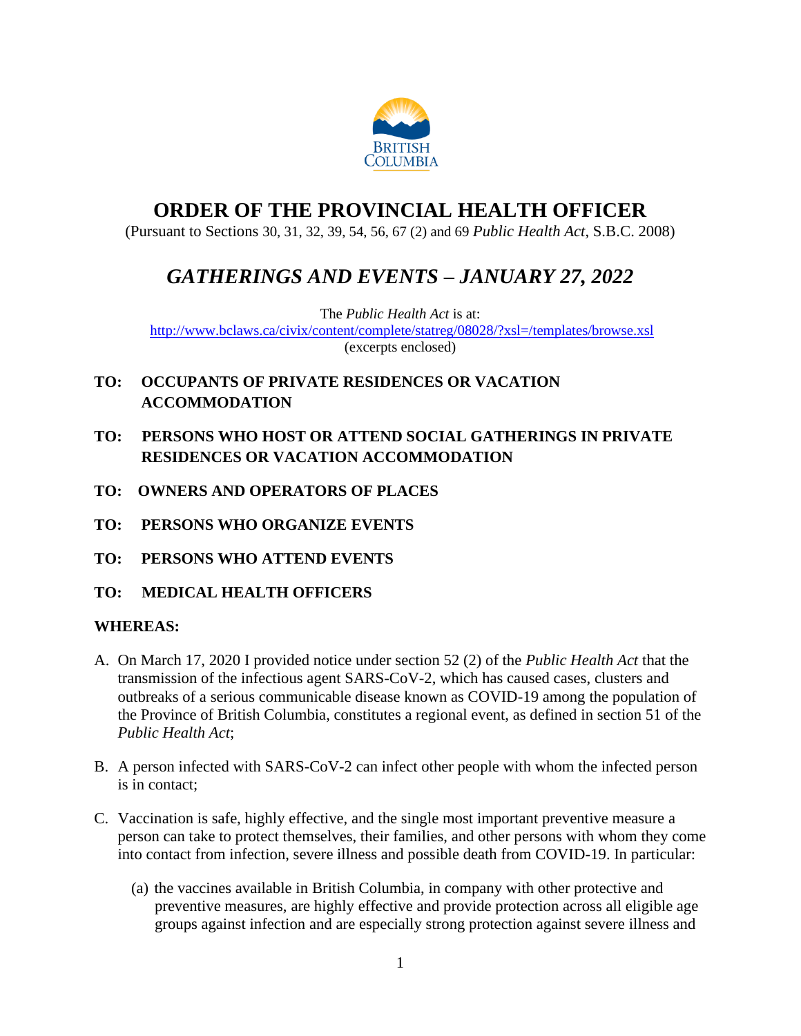# ORDER OF THE PROVINCIAL HEALTH OFFICER

(Pursuant to Sections 30, 31, 32, 39, 54, 56, 67 (2) and 69 *Public Health Act*, S.B.C. 2008)

## *GATHERINGS AND EVENTS – JANUARY 27, 2022*

The *Public Health Act* is at:
http://www.bclaws.ca/civix/content/complete/statreg/08028/?xsl=/templates/browse.xsl
(excerpts enclosed)

**TO: OCCUPANTS OF PRIVATE RESIDENCES OR VACATION ACCOMMODATION**

**TO: PERSONS WHO HOST OR ATTEND SOCIAL GATHERINGS IN PRIVATE RESIDENCES OR VACATION ACCOMMODATION**

**TO: OWNERS AND OPERATORS OF PLACES**

**TO: PERSONS WHO ORGANIZE EVENTS**

**TO: PERSONS WHO ATTEND EVENTS**

**TO: MEDICAL HEALTH OFFICERS**

**WHEREAS:**

A. On March 17, 2020 I provided notice under section 52 (2) of the *Public Health Act* that the transmission of the infectious agent SARS-CoV-2, which has caused cases, clusters and outbreaks of a serious communicable disease known as COVID-19 among the population of the Province of British Columbia, constitutes a regional event, as defined in section 51 of the *Public Health Act*;

B. A person infected with SARS-CoV-2 can infect other people with whom the infected person is in contact;

C. Vaccination is safe, highly effective, and the single most important preventive measure a person can take to protect themselves, their families, and other persons with whom they come into contact from infection, severe illness and possible death from COVID-19. In particular:

   (a) the vaccines available in British Columbia, in company with other protective and preventive measures, are highly effective and provide protection across all eligible age groups against infection and are especially strong protection against severe illness and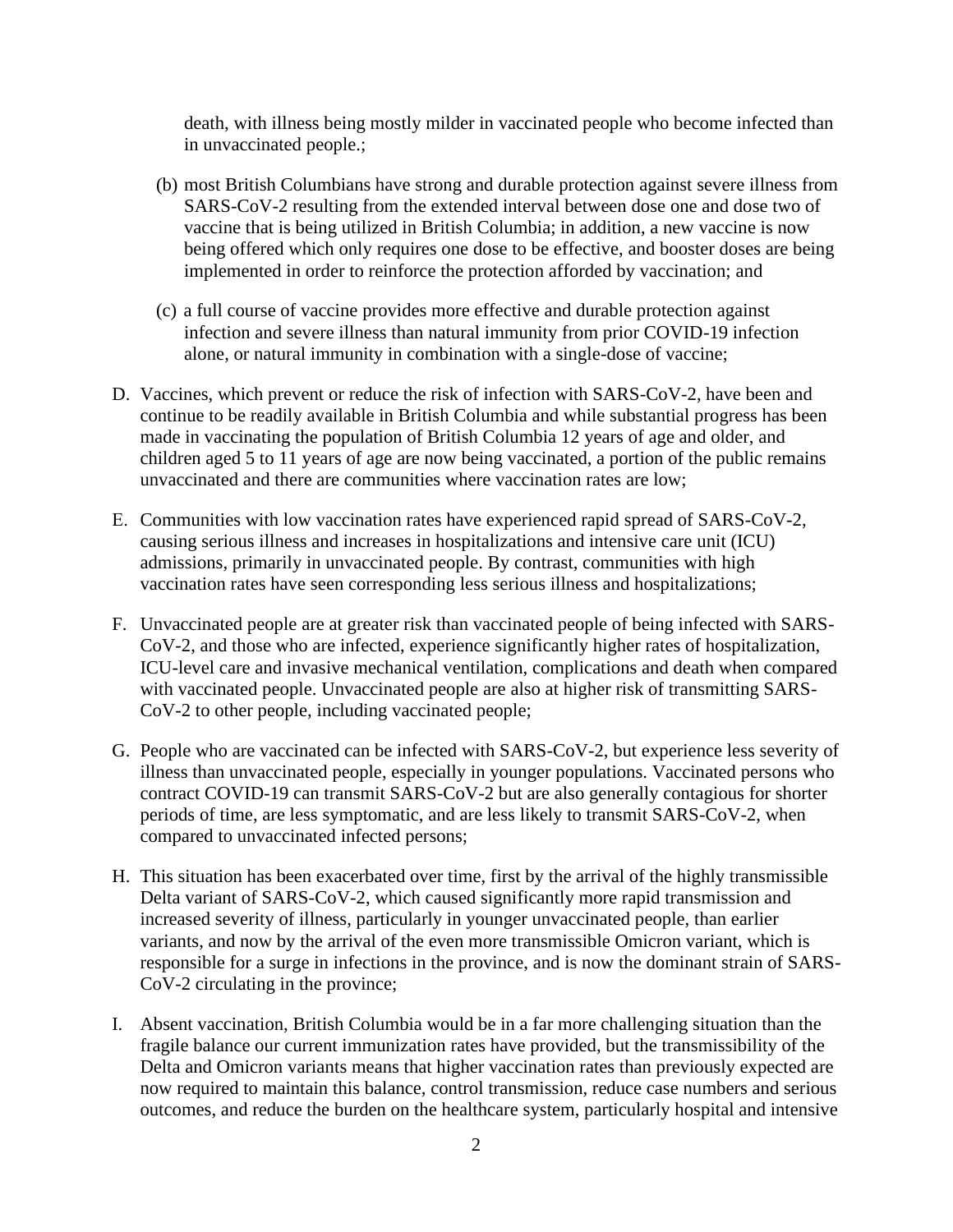death, with illness being mostly milder in vaccinated people who become infected than in unvaccinated people.;

(b) most British Columbians have strong and durable protection against severe illness from SARS-CoV-2 resulting from the extended interval between dose one and dose two of vaccine that is being utilized in British Columbia; in addition, a new vaccine is now being offered which only requires one dose to be effective, and booster doses are being implemented in order to reinforce the protection afforded by vaccination; and

(c) a full course of vaccine provides more effective and durable protection against infection and severe illness than natural immunity from prior COVID-19 infection alone, or natural immunity in combination with a single-dose of vaccine;

D. Vaccines, which prevent or reduce the risk of infection with SARS-CoV-2, have been and continue to be readily available in British Columbia and while substantial progress has been made in vaccinating the population of British Columbia 12 years of age and older, and children aged 5 to 11 years of age are now being vaccinated, a portion of the public remains unvaccinated and there are communities where vaccination rates are low;

E. Communities with low vaccination rates have experienced rapid spread of SARS-CoV-2, causing serious illness and increases in hospitalizations and intensive care unit (ICU) admissions, primarily in unvaccinated people. By contrast, communities with high vaccination rates have seen corresponding less serious illness and hospitalizations;

F. Unvaccinated people are at greater risk than vaccinated people of being infected with SARS-CoV-2, and those who are infected, experience significantly higher rates of hospitalization, ICU-level care and invasive mechanical ventilation, complications and death when compared with vaccinated people. Unvaccinated people are also at higher risk of transmitting SARS-CoV-2 to other people, including vaccinated people;

G. People who are vaccinated can be infected with SARS-CoV-2, but experience less severity of illness than unvaccinated people, especially in younger populations. Vaccinated persons who contract COVID-19 can transmit SARS-CoV-2 but are also generally contagious for shorter periods of time, are less symptomatic, and are less likely to transmit SARS-CoV-2, when compared to unvaccinated infected persons;

H. This situation has been exacerbated over time, first by the arrival of the highly transmissible Delta variant of SARS-CoV-2, which caused significantly more rapid transmission and increased severity of illness, particularly in younger unvaccinated people, than earlier variants, and now by the arrival of the even more transmissible Omicron variant, which is responsible for a surge in infections in the province, and is now the dominant strain of SARS-CoV-2 circulating in the province;

I. Absent vaccination, British Columbia would be in a far more challenging situation than the fragile balance our current immunization rates have provided, but the transmissibility of the Delta and Omicron variants means that higher vaccination rates than previously expected are now required to maintain this balance, control transmission, reduce case numbers and serious outcomes, and reduce the burden on the healthcare system, particularly hospital and intensive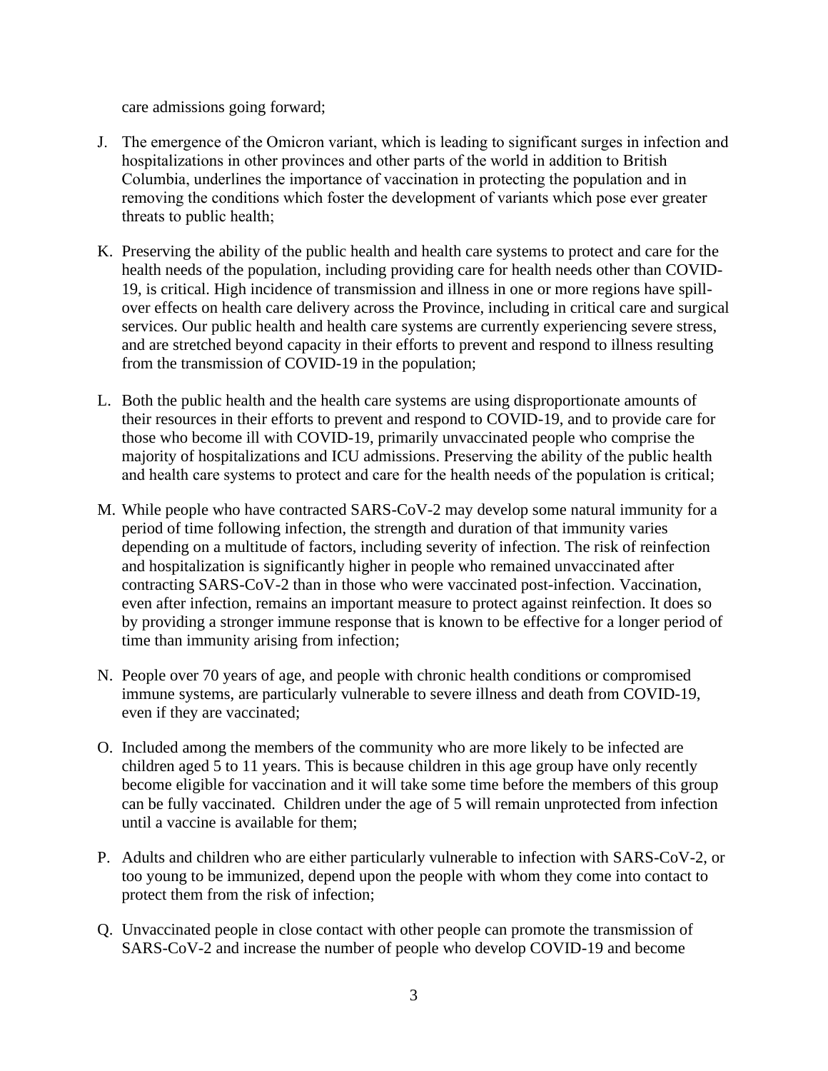care admissions going forward;

J. The emergence of the Omicron variant, which is leading to significant surges in infection and hospitalizations in other provinces and other parts of the world in addition to British Columbia, underlines the importance of vaccination in protecting the population and in removing the conditions which foster the development of variants which pose ever greater threats to public health;

K. Preserving the ability of the public health and health care systems to protect and care for the health needs of the population, including providing care for health needs other than COVID-19, is critical. High incidence of transmission and illness in one or more regions have spill-over effects on health care delivery across the Province, including in critical care and surgical services. Our public health and health care systems are currently experiencing severe stress, and are stretched beyond capacity in their efforts to prevent and respond to illness resulting from the transmission of COVID-19 in the population;

L. Both the public health and the health care systems are using disproportionate amounts of their resources in their efforts to prevent and respond to COVID-19, and to provide care for those who become ill with COVID-19, primarily unvaccinated people who comprise the majority of hospitalizations and ICU admissions. Preserving the ability of the public health and health care systems to protect and care for the health needs of the population is critical;

M. While people who have contracted SARS-CoV-2 may develop some natural immunity for a period of time following infection, the strength and duration of that immunity varies depending on a multitude of factors, including severity of infection. The risk of reinfection and hospitalization is significantly higher in people who remained unvaccinated after contracting SARS-CoV-2 than in those who were vaccinated post-infection. Vaccination, even after infection, remains an important measure to protect against reinfection. It does so by providing a stronger immune response that is known to be effective for a longer period of time than immunity arising from infection;

N. People over 70 years of age, and people with chronic health conditions or compromised immune systems, are particularly vulnerable to severe illness and death from COVID-19, even if they are vaccinated;

O. Included among the members of the community who are more likely to be infected are children aged 5 to 11 years. This is because children in this age group have only recently become eligible for vaccination and it will take some time before the members of this group can be fully vaccinated. Children under the age of 5 will remain unprotected from infection until a vaccine is available for them;

P. Adults and children who are either particularly vulnerable to infection with SARS-CoV-2, or too young to be immunized, depend upon the people with whom they come into contact to protect them from the risk of infection;

Q. Unvaccinated people in close contact with other people can promote the transmission of SARS-CoV-2 and increase the number of people who develop COVID-19 and become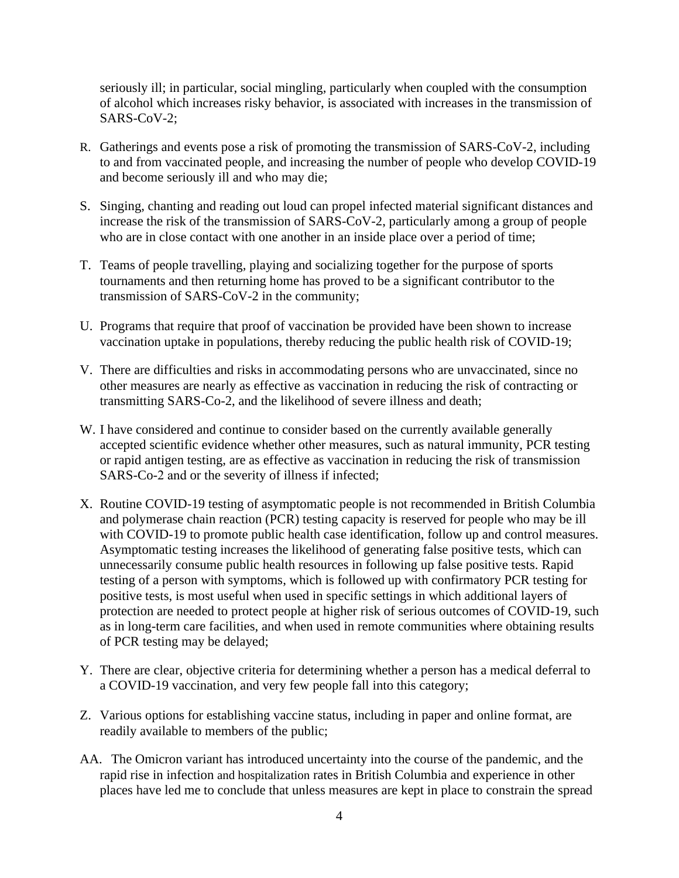seriously ill; in particular, social mingling, particularly when coupled with the consumption of alcohol which increases risky behavior, is associated with increases in the transmission of SARS-CoV-2;

R. Gatherings and events pose a risk of promoting the transmission of SARS-CoV-2, including to and from vaccinated people, and increasing the number of people who develop COVID-19 and become seriously ill and who may die;

S. Singing, chanting and reading out loud can propel infected material significant distances and increase the risk of the transmission of SARS-CoV-2, particularly among a group of people who are in close contact with one another in an inside place over a period of time;

T. Teams of people travelling, playing and socializing together for the purpose of sports tournaments and then returning home has proved to be a significant contributor to the transmission of SARS-CoV-2 in the community;

U. Programs that require that proof of vaccination be provided have been shown to increase vaccination uptake in populations, thereby reducing the public health risk of COVID-19;

V. There are difficulties and risks in accommodating persons who are unvaccinated, since no other measures are nearly as effective as vaccination in reducing the risk of contracting or transmitting SARS-Co-2, and the likelihood of severe illness and death;

W. I have considered and continue to consider based on the currently available generally accepted scientific evidence whether other measures, such as natural immunity, PCR testing or rapid antigen testing, are as effective as vaccination in reducing the risk of transmission SARS-Co-2 and or the severity of illness if infected;

X. Routine COVID-19 testing of asymptomatic people is not recommended in British Columbia and polymerase chain reaction (PCR) testing capacity is reserved for people who may be ill with COVID-19 to promote public health case identification, follow up and control measures. Asymptomatic testing increases the likelihood of generating false positive tests, which can unnecessarily consume public health resources in following up false positive tests. Rapid testing of a person with symptoms, which is followed up with confirmatory PCR testing for positive tests, is most useful when used in specific settings in which additional layers of protection are needed to protect people at higher risk of serious outcomes of COVID-19, such as in long-term care facilities, and when used in remote communities where obtaining results of PCR testing may be delayed;

Y. There are clear, objective criteria for determining whether a person has a medical deferral to a COVID-19 vaccination, and very few people fall into this category;

Z. Various options for establishing vaccine status, including in paper and online format, are readily available to members of the public;

AA. The Omicron variant has introduced uncertainty into the course of the pandemic, and the rapid rise in infection and hospitalization rates in British Columbia and experience in other places have led me to conclude that unless measures are kept in place to constrain the spread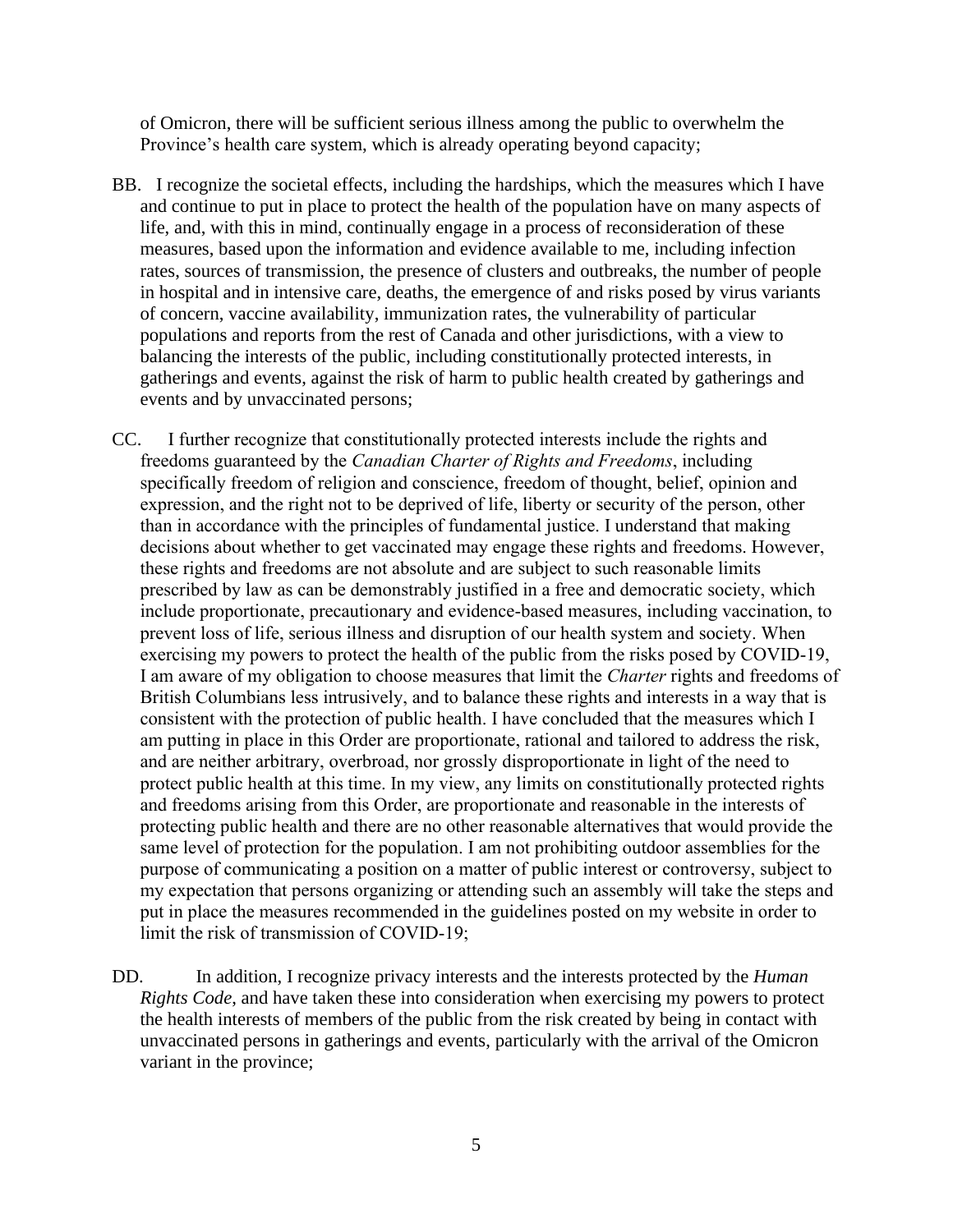of Omicron, there will be sufficient serious illness among the public to overwhelm the Province's health care system, which is already operating beyond capacity;

BB. I recognize the societal effects, including the hardships, which the measures which I have and continue to put in place to protect the health of the population have on many aspects of life, and, with this in mind, continually engage in a process of reconsideration of these measures, based upon the information and evidence available to me, including infection rates, sources of transmission, the presence of clusters and outbreaks, the number of people in hospital and in intensive care, deaths, the emergence of and risks posed by virus variants of concern, vaccine availability, immunization rates, the vulnerability of particular populations and reports from the rest of Canada and other jurisdictions, with a view to balancing the interests of the public, including constitutionally protected interests, in gatherings and events, against the risk of harm to public health created by gatherings and events and by unvaccinated persons;

CC. I further recognize that constitutionally protected interests include the rights and freedoms guaranteed by the *Canadian Charter of Rights and Freedoms*, including specifically freedom of religion and conscience, freedom of thought, belief, opinion and expression, and the right not to be deprived of life, liberty or security of the person, other than in accordance with the principles of fundamental justice. I understand that making decisions about whether to get vaccinated may engage these rights and freedoms. However, these rights and freedoms are not absolute and are subject to such reasonable limits prescribed by law as can be demonstrably justified in a free and democratic society, which include proportionate, precautionary and evidence-based measures, including vaccination, to prevent loss of life, serious illness and disruption of our health system and society. When exercising my powers to protect the health of the public from the risks posed by COVID-19, I am aware of my obligation to choose measures that limit the *Charter* rights and freedoms of British Columbians less intrusively, and to balance these rights and interests in a way that is consistent with the protection of public health. I have concluded that the measures which I am putting in place in this Order are proportionate, rational and tailored to address the risk, and are neither arbitrary, overbroad, nor grossly disproportionate in light of the need to protect public health at this time. In my view, any limits on constitutionally protected rights and freedoms arising from this Order, are proportionate and reasonable in the interests of protecting public health and there are no other reasonable alternatives that would provide the same level of protection for the population. I am not prohibiting outdoor assemblies for the purpose of communicating a position on a matter of public interest or controversy, subject to my expectation that persons organizing or attending such an assembly will take the steps and put in place the measures recommended in the guidelines posted on my website in order to limit the risk of transmission of COVID-19;

DD. In addition, I recognize privacy interests and the interests protected by the *Human Rights Code*, and have taken these into consideration when exercising my powers to protect the health interests of members of the public from the risk created by being in contact with unvaccinated persons in gatherings and events, particularly with the arrival of the Omicron variant in the province;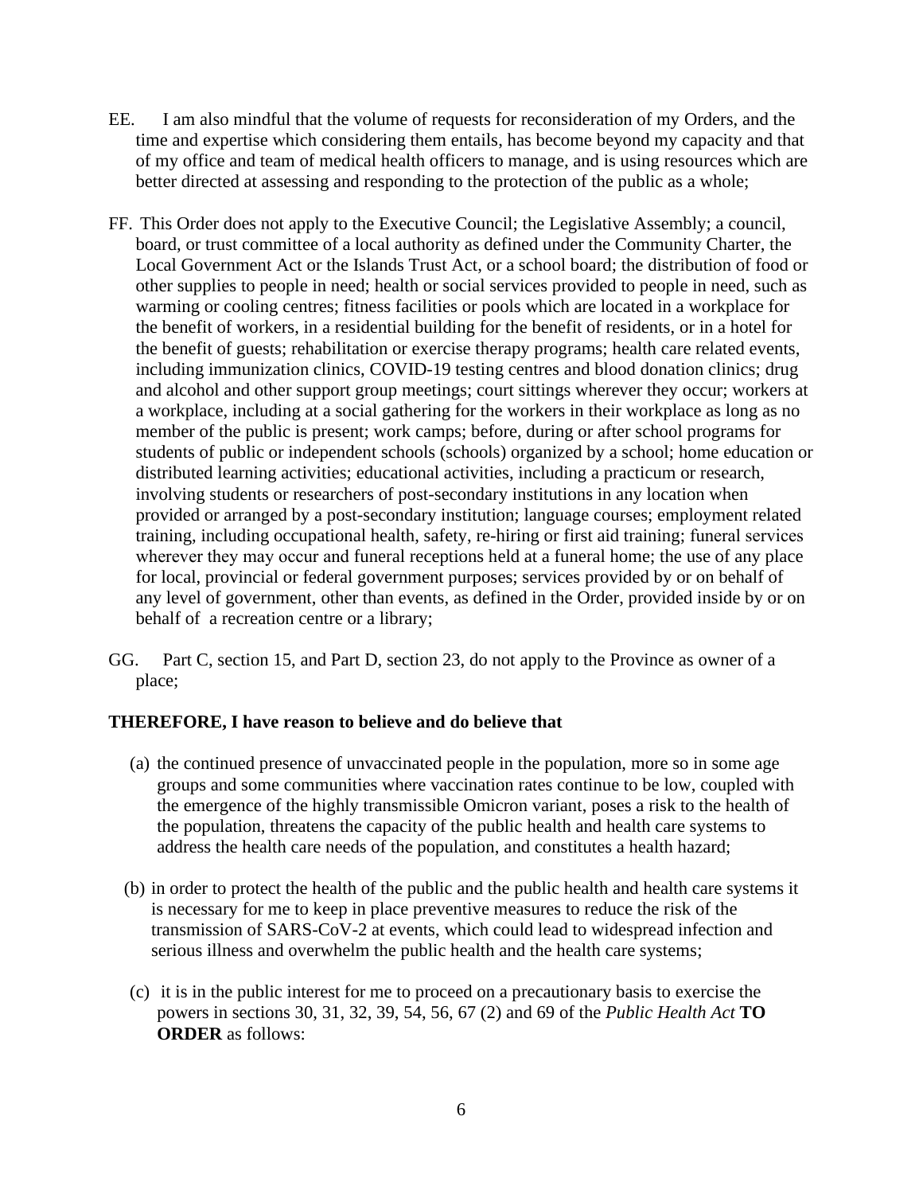EE. I am also mindful that the volume of requests for reconsideration of my Orders, and the time and expertise which considering them entails, has become beyond my capacity and that of my office and team of medical health officers to manage, and is using resources which are better directed at assessing and responding to the protection of the public as a whole;

FF. This Order does not apply to the Executive Council; the Legislative Assembly; a council, board, or trust committee of a local authority as defined under the Community Charter, the Local Government Act or the Islands Trust Act, or a school board; the distribution of food or other supplies to people in need; health or social services provided to people in need, such as warming or cooling centres; fitness facilities or pools which are located in a workplace for the benefit of workers, in a residential building for the benefit of residents, or in a hotel for the benefit of guests; rehabilitation or exercise therapy programs; health care related events, including immunization clinics, COVID-19 testing centres and blood donation clinics; drug and alcohol and other support group meetings; court sittings wherever they occur; workers at a workplace, including at a social gathering for the workers in their workplace as long as no member of the public is present; work camps; before, during or after school programs for students of public or independent schools (schools) organized by a school; home education or distributed learning activities; educational activities, including a practicum or research, involving students or researchers of post-secondary institutions in any location when provided or arranged by a post-secondary institution; language courses; employment related training, including occupational health, safety, re-hiring or first aid training; funeral services wherever they may occur and funeral receptions held at a funeral home; the use of any place for local, provincial or federal government purposes; services provided by or on behalf of any level of government, other than events, as defined in the Order, provided inside by or on behalf of a recreation centre or a library;

GG. Part C, section 15, and Part D, section 23, do not apply to the Province as owner of a place;

**THEREFORE, I have reason to believe and do believe that**

(a) the continued presence of unvaccinated people in the population, more so in some age groups and some communities where vaccination rates continue to be low, coupled with the emergence of the highly transmissible Omicron variant, poses a risk to the health of the population, threatens the capacity of the public health and health care systems to address the health care needs of the population, and constitutes a health hazard;

(b) in order to protect the health of the public and the public health and health care systems it is necessary for me to keep in place preventive measures to reduce the risk of the transmission of SARS-CoV-2 at events, which could lead to widespread infection and serious illness and overwhelm the public health and the health care systems;

(c) it is in the public interest for me to proceed on a precautionary basis to exercise the powers in sections 30, 31, 32, 39, 54, 56, 67 (2) and 69 of the *Public Health Act* **TO ORDER** as follows: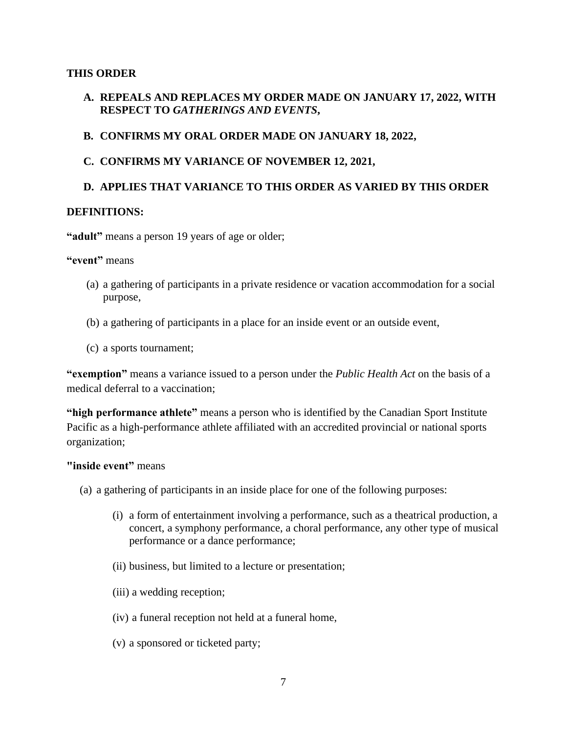**THIS ORDER**

**A. REPEALS AND REPLACES MY ORDER MADE ON JANUARY 17, 2022, WITH RESPECT TO *GATHERINGS AND EVENTS*,**

**B. CONFIRMS MY ORAL ORDER MADE ON JANUARY 18, 2022,**

**C. CONFIRMS MY VARIANCE OF NOVEMBER 12, 2021,**

**D. APPLIES THAT VARIANCE TO THIS ORDER AS VARIED BY THIS ORDER**

**DEFINITIONS:**

**"adult"** means a person 19 years of age or older;

**"event"** means

(a) a gathering of participants in a private residence or vacation accommodation for a social purpose,

(b) a gathering of participants in a place for an inside event or an outside event,

(c) a sports tournament;

**"exemption"** means a variance issued to a person under the *Public Health Act* on the basis of a medical deferral to a vaccination;

**"high performance athlete"** means a person who is identified by the Canadian Sport Institute Pacific as a high-performance athlete affiliated with an accredited provincial or national sports organization;

**"inside event"** means

(a) a gathering of participants in an inside place for one of the following purposes:

(i) a form of entertainment involving a performance, such as a theatrical production, a concert, a symphony performance, a choral performance, any other type of musical performance or a dance performance;

(ii) business, but limited to a lecture or presentation;

(iii) a wedding reception;

(iv) a funeral reception not held at a funeral home,

(v) a sponsored or ticketed party;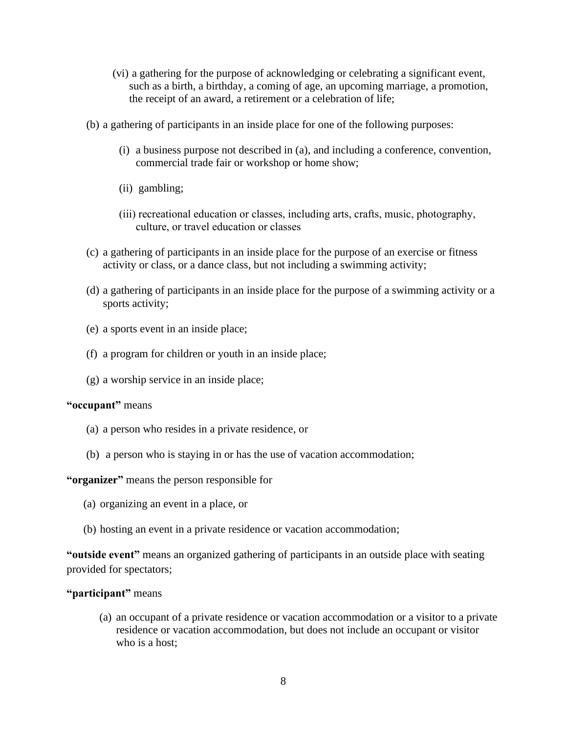(vi) a gathering for the purpose of acknowledging or celebrating a significant event, such as a birth, a birthday, a coming of age, an upcoming marriage, a promotion, the receipt of an award, a retirement or a celebration of life;

(b) a gathering of participants in an inside place for one of the following purposes:

(i) a business purpose not described in (a), and including a conference, convention, commercial trade fair or workshop or home show;

(ii) gambling;

(iii) recreational education or classes, including arts, crafts, music, photography, culture, or travel education or classes

(c) a gathering of participants in an inside place for the purpose of an exercise or fitness activity or class, or a dance class, but not including a swimming activity;

(d) a gathering of participants in an inside place for the purpose of a swimming activity or a sports activity;

(e) a sports event in an inside place;

(f) a program for children or youth in an inside place;

(g) a worship service in an inside place;

**"occupant"** means

(a) a person who resides in a private residence, or

(b) a person who is staying in or has the use of vacation accommodation;

**"organizer"** means the person responsible for

(a) organizing an event in a place, or

(b) hosting an event in a private residence or vacation accommodation;

**"outside event"** means an organized gathering of participants in an outside place with seating provided for spectators;

**"participant"** means

(a) an occupant of a private residence or vacation accommodation or a visitor to a private residence or vacation accommodation, but does not include an occupant or visitor who is a host;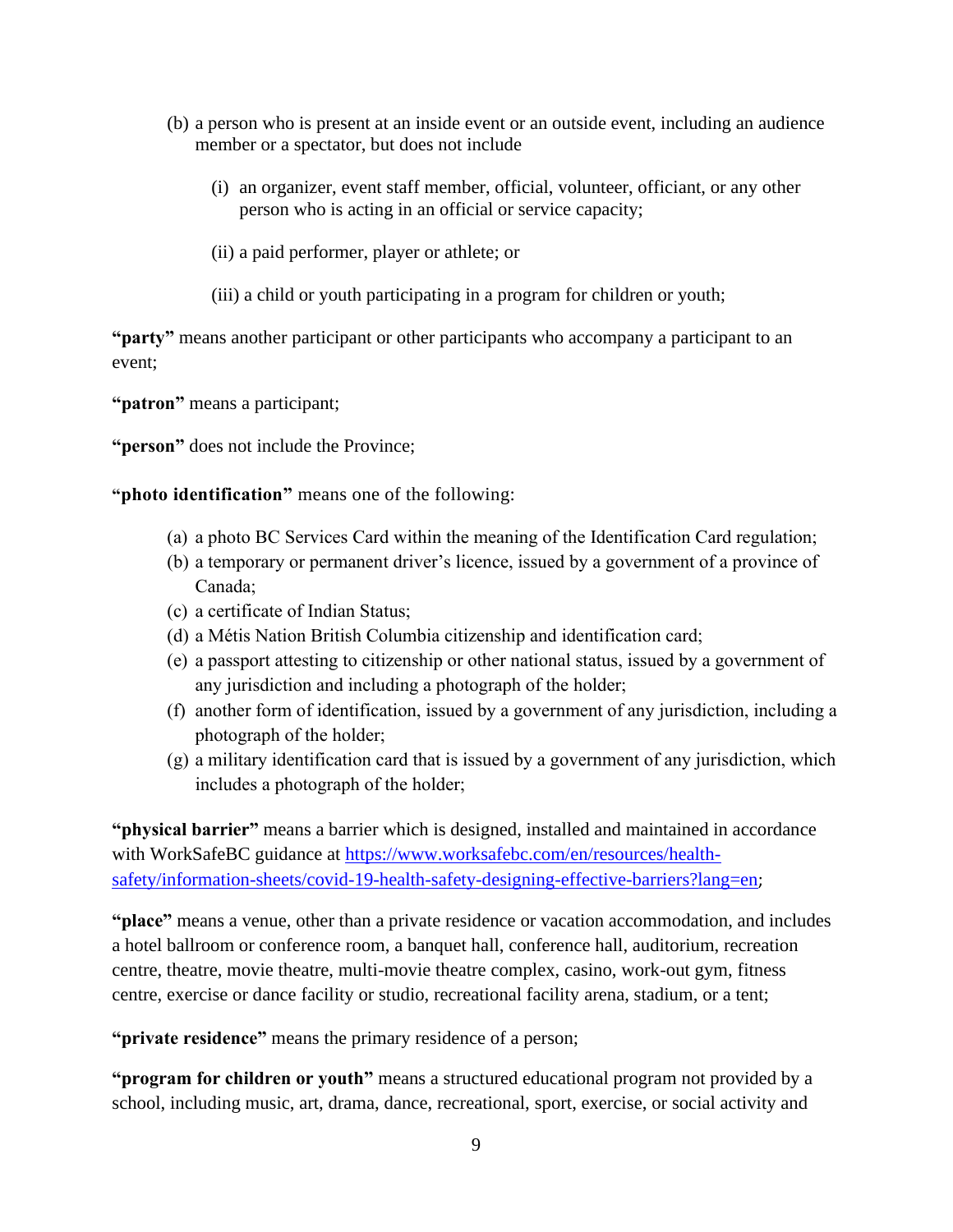(b) a person who is present at an inside event or an outside event, including an audience member or a spectator, but does not include

(i) an organizer, event staff member, official, volunteer, officiant, or any other person who is acting in an official or service capacity;

(ii) a paid performer, player or athlete; or

(iii) a child or youth participating in a program for children or youth;

**"party"** means another participant or other participants who accompany a participant to an event;

**"patron"** means a participant;

**"person"** does not include the Province;

**"photo identification"** means one of the following:

(a) a photo BC Services Card within the meaning of the Identification Card regulation;
(b) a temporary or permanent driver's licence, issued by a government of a province of Canada;
(c) a certificate of Indian Status;
(d) a Métis Nation British Columbia citizenship and identification card;
(e) a passport attesting to citizenship or other national status, issued by a government of any jurisdiction and including a photograph of the holder;
(f) another form of identification, issued by a government of any jurisdiction, including a photograph of the holder;
(g) a military identification card that is issued by a government of any jurisdiction, which includes a photograph of the holder;

**"physical barrier"** means a barrier which is designed, installed and maintained in accordance with WorkSafeBC guidance at [https://www.worksafebc.com/en/resources/health-safety/information-sheets/covid-19-health-safety-designing-effective-barriers?lang=en](https://www.worksafebc.com/en/resources/health-safety/information-sheets/covid-19-health-safety-designing-effective-barriers?lang=en);

**"place"** means a venue, other than a private residence or vacation accommodation, and includes a hotel ballroom or conference room, a banquet hall, conference hall, auditorium, recreation centre, theatre, movie theatre, multi-movie theatre complex, casino, work-out gym, fitness centre, exercise or dance facility or studio, recreational facility arena, stadium, or a tent;

**"private residence"** means the primary residence of a person;

**"program for children or youth"** means a structured educational program not provided by a school, including music, art, drama, dance, recreational, sport, exercise, or social activity and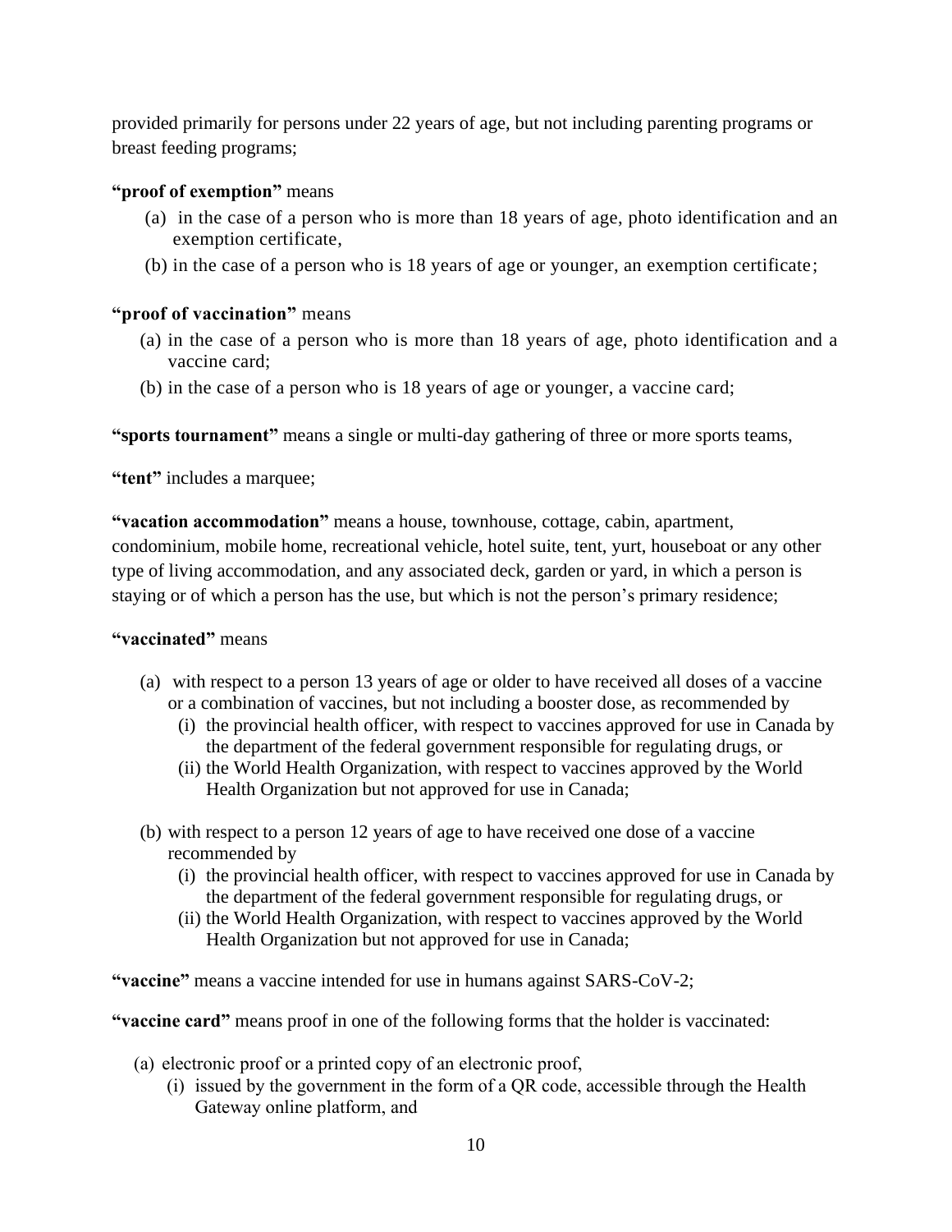provided primarily for persons under 22 years of age, but not including parenting programs or breast feeding programs;

**"proof of exemption"** means

(a) in the case of a person who is more than 18 years of age, photo identification and an exemption certificate,

(b) in the case of a person who is 18 years of age or younger, an exemption certificate;

**"proof of vaccination"** means

(a) in the case of a person who is more than 18 years of age, photo identification and a vaccine card;

(b) in the case of a person who is 18 years of age or younger, a vaccine card;

**"sports tournament"** means a single or multi-day gathering of three or more sports teams,

**"tent"** includes a marquee;

**"vacation accommodation"** means a house, townhouse, cottage, cabin, apartment, condominium, mobile home, recreational vehicle, hotel suite, tent, yurt, houseboat or any other type of living accommodation, and any associated deck, garden or yard, in which a person is staying or of which a person has the use, but which is not the person's primary residence;

**"vaccinated"** means

(a) with respect to a person 13 years of age or older to have received all doses of a vaccine or a combination of vaccines, but not including a booster dose, as recommended by

   (i) the provincial health officer, with respect to vaccines approved for use in Canada by the department of the federal government responsible for regulating drugs, or

   (ii) the World Health Organization, with respect to vaccines approved by the World Health Organization but not approved for use in Canada;

(b) with respect to a person 12 years of age to have received one dose of a vaccine recommended by

   (i) the provincial health officer, with respect to vaccines approved for use in Canada by the department of the federal government responsible for regulating drugs, or

   (ii) the World Health Organization, with respect to vaccines approved by the World Health Organization but not approved for use in Canada;

**"vaccine"** means a vaccine intended for use in humans against SARS-CoV-2;

**"vaccine card"** means proof in one of the following forms that the holder is vaccinated:

(a) electronic proof or a printed copy of an electronic proof,

   (i) issued by the government in the form of a QR code, accessible through the Health Gateway online platform, and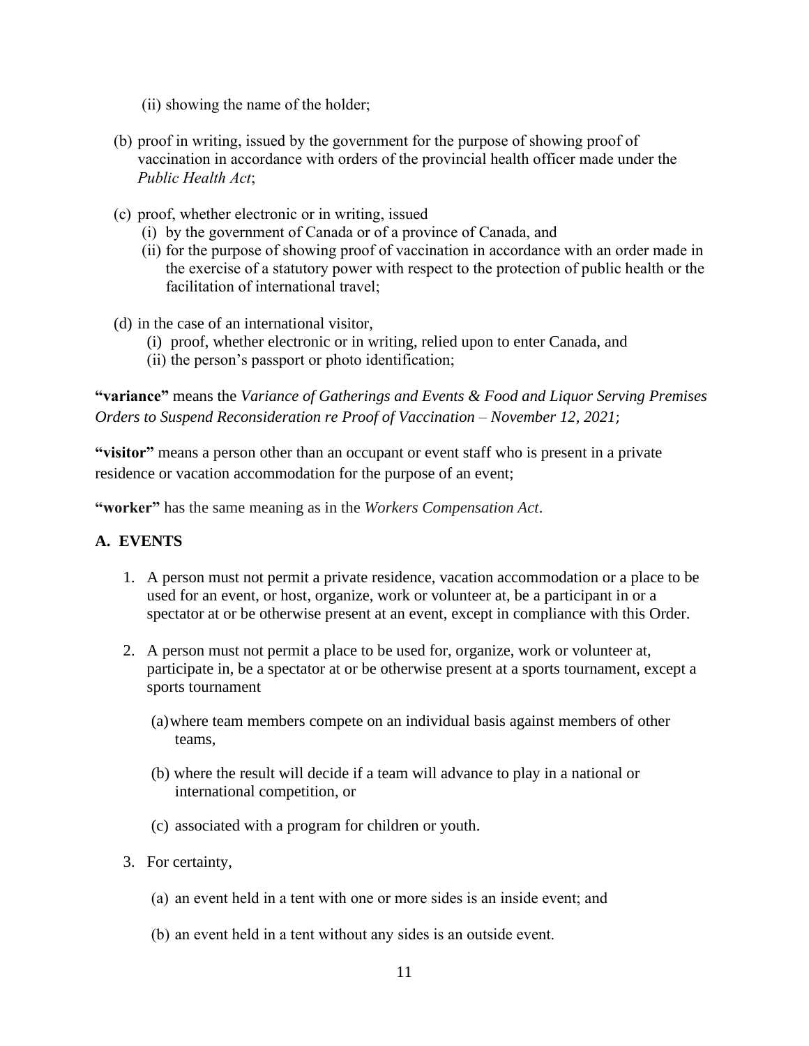(ii) showing the name of the holder;

(b) proof in writing, issued by the government for the purpose of showing proof of vaccination in accordance with orders of the provincial health officer made under the *Public Health Act*;

(c) proof, whether electronic or in writing, issued
   (i) by the government of Canada or of a province of Canada, and
   (ii) for the purpose of showing proof of vaccination in accordance with an order made in the exercise of a statutory power with respect to the protection of public health or the facilitation of international travel;

(d) in the case of an international visitor,
   (i) proof, whether electronic or in writing, relied upon to enter Canada, and
   (ii) the person's passport or photo identification;

**"variance"** means the *Variance of Gatherings and Events & Food and Liquor Serving Premises Orders to Suspend Reconsideration re Proof of Vaccination – November 12, 2021;*

**"visitor"** means a person other than an occupant or event staff who is present in a private residence or vacation accommodation for the purpose of an event;

**"worker"** has the same meaning as in the *Workers Compensation Act*.

## A. EVENTS

1. A person must not permit a private residence, vacation accommodation or a place to be used for an event, or host, organize, work or volunteer at, be a participant in or a spectator at or be otherwise present at an event, except in compliance with this Order.

2. A person must not permit a place to be used for, organize, work or volunteer at, participate in, be a spectator at or be otherwise present at a sports tournament, except a sports tournament

   (a) where team members compete on an individual basis against members of other teams,

   (b) where the result will decide if a team will advance to play in a national or international competition, or

   (c) associated with a program for children or youth.

3. For certainty,

   (a) an event held in a tent with one or more sides is an inside event; and

   (b) an event held in a tent without any sides is an outside event.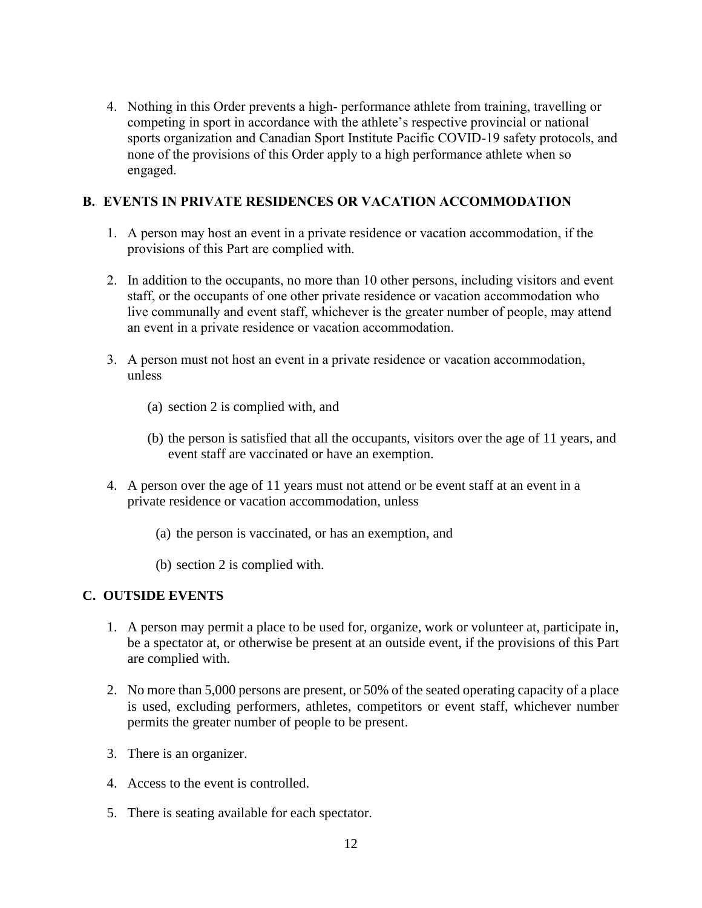4. Nothing in this Order prevents a high- performance athlete from training, travelling or competing in sport in accordance with the athlete's respective provincial or national sports organization and Canadian Sport Institute Pacific COVID-19 safety protocols, and none of the provisions of this Order apply to a high performance athlete when so engaged.

## B. EVENTS IN PRIVATE RESIDENCES OR VACATION ACCOMMODATION

1. A person may host an event in a private residence or vacation accommodation, if the provisions of this Part are complied with.

2. In addition to the occupants, no more than 10 other persons, including visitors and event staff, or the occupants of one other private residence or vacation accommodation who live communally and event staff, whichever is the greater number of people, may attend an event in a private residence or vacation accommodation.

3. A person must not host an event in a private residence or vacation accommodation, unless

   (a) section 2 is complied with, and

   (b) the person is satisfied that all the occupants, visitors over the age of 11 years, and event staff are vaccinated or have an exemption.

4. A person over the age of 11 years must not attend or be event staff at an event in a private residence or vacation accommodation, unless

   (a) the person is vaccinated, or has an exemption, and

   (b) section 2 is complied with.

## C. OUTSIDE EVENTS

1. A person may permit a place to be used for, organize, work or volunteer at, participate in, be a spectator at, or otherwise be present at an outside event, if the provisions of this Part are complied with.

2. No more than 5,000 persons are present, or 50% of the seated operating capacity of a place is used, excluding performers, athletes, competitors or event staff, whichever number permits the greater number of people to be present.

3. There is an organizer.

4. Access to the event is controlled.

5. There is seating available for each spectator.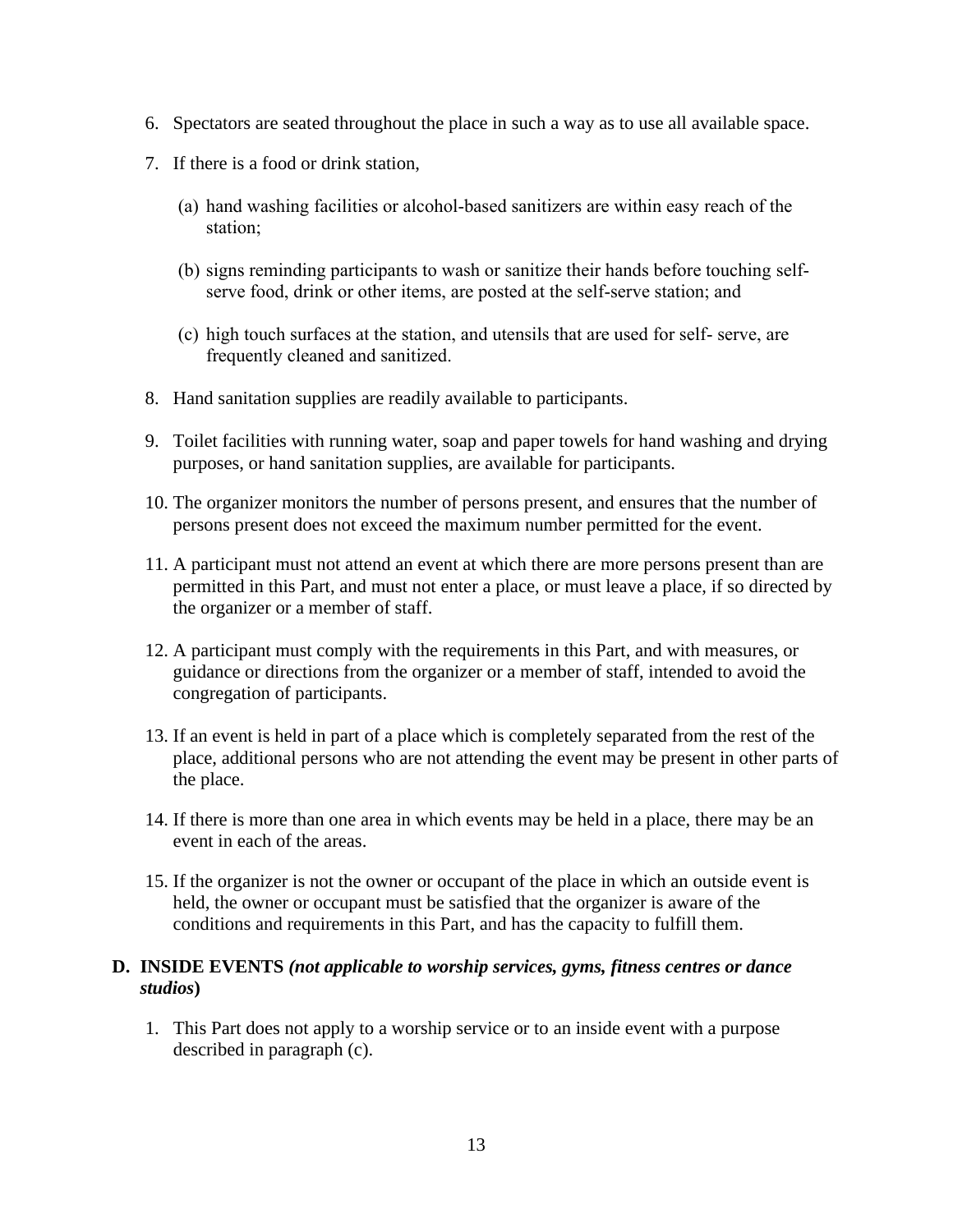6. Spectators are seated throughout the place in such a way as to use all available space.

7. If there is a food or drink station,

   (a) hand washing facilities or alcohol-based sanitizers are within easy reach of the station;

   (b) signs reminding participants to wash or sanitize their hands before touching self-serve food, drink or other items, are posted at the self-serve station; and

   (c) high touch surfaces at the station, and utensils that are used for self- serve, are frequently cleaned and sanitized.

8. Hand sanitation supplies are readily available to participants.

9. Toilet facilities with running water, soap and paper towels for hand washing and drying purposes, or hand sanitation supplies, are available for participants.

10. The organizer monitors the number of persons present, and ensures that the number of persons present does not exceed the maximum number permitted for the event.

11. A participant must not attend an event at which there are more persons present than are permitted in this Part, and must not enter a place, or must leave a place, if so directed by the organizer or a member of staff.

12. A participant must comply with the requirements in this Part, and with measures, or guidance or directions from the organizer or a member of staff, intended to avoid the congregation of participants.

13. If an event is held in part of a place which is completely separated from the rest of the place, additional persons who are not attending the event may be present in other parts of the place.

14. If there is more than one area in which events may be held in a place, there may be an event in each of the areas.

15. If the organizer is not the owner or occupant of the place in which an outside event is held, the owner or occupant must be satisfied that the organizer is aware of the conditions and requirements in this Part, and has the capacity to fulfill them.

## D. INSIDE EVENTS *(not applicable to worship services, gyms, fitness centres or dance studios)*

1. This Part does not apply to a worship service or to an inside event with a purpose described in paragraph (c).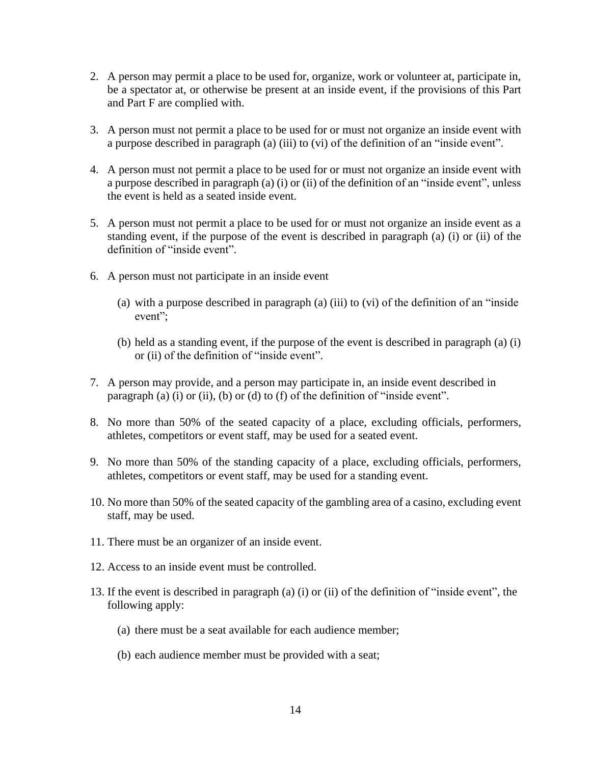2. A person may permit a place to be used for, organize, work or volunteer at, participate in, be a spectator at, or otherwise be present at an inside event, if the provisions of this Part and Part F are complied with.

3. A person must not permit a place to be used for or must not organize an inside event with a purpose described in paragraph (a) (iii) to (vi) of the definition of an "inside event".

4. A person must not permit a place to be used for or must not organize an inside event with a purpose described in paragraph (a) (i) or (ii) of the definition of an "inside event", unless the event is held as a seated inside event.

5. A person must not permit a place to be used for or must not organize an inside event as a standing event, if the purpose of the event is described in paragraph (a) (i) or (ii) of the definition of "inside event".

6. A person must not participate in an inside event

   (a) with a purpose described in paragraph (a) (iii) to (vi) of the definition of an "inside event";

   (b) held as a standing event, if the purpose of the event is described in paragraph (a) (i) or (ii) of the definition of "inside event".

7. A person may provide, and a person may participate in, an inside event described in paragraph (a) (i) or (ii), (b) or (d) to (f) of the definition of "inside event".

8. No more than 50% of the seated capacity of a place, excluding officials, performers, athletes, competitors or event staff, may be used for a seated event.

9. No more than 50% of the standing capacity of a place, excluding officials, performers, athletes, competitors or event staff, may be used for a standing event.

10. No more than 50% of the seated capacity of the gambling area of a casino, excluding event staff, may be used.

11. There must be an organizer of an inside event.

12. Access to an inside event must be controlled.

13. If the event is described in paragraph (a) (i) or (ii) of the definition of "inside event", the following apply:

    (a) there must be a seat available for each audience member;

    (b) each audience member must be provided with a seat;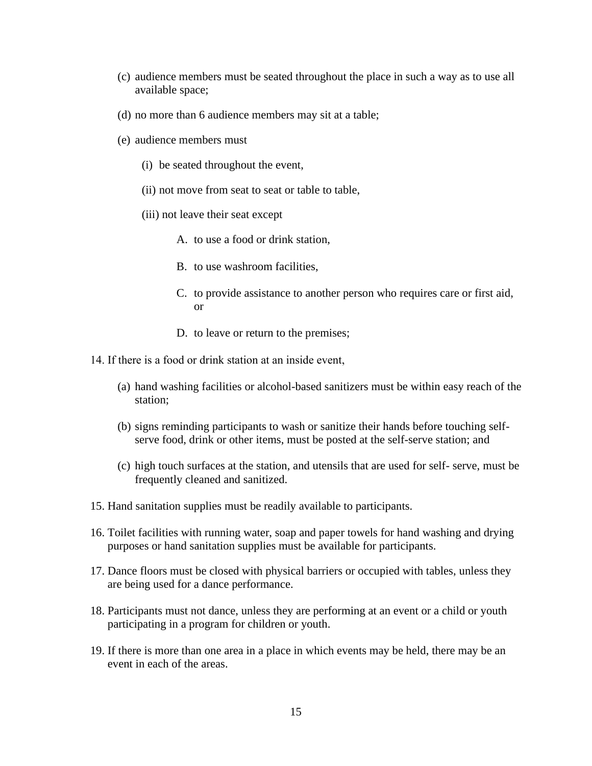(c) audience members must be seated throughout the place in such a way as to use all available space;

(d) no more than 6 audience members may sit at a table;

(e) audience members must

(i) be seated throughout the event,

(ii) not move from seat to seat or table to table,

(iii) not leave their seat except

A. to use a food or drink station,

B. to use washroom facilities,

C. to provide assistance to another person who requires care or first aid, or

D. to leave or return to the premises;

14. If there is a food or drink station at an inside event,

(a) hand washing facilities or alcohol-based sanitizers must be within easy reach of the station;

(b) signs reminding participants to wash or sanitize their hands before touching self-serve food, drink or other items, must be posted at the self-serve station; and

(c) high touch surfaces at the station, and utensils that are used for self- serve, must be frequently cleaned and sanitized.

15. Hand sanitation supplies must be readily available to participants.

16. Toilet facilities with running water, soap and paper towels for hand washing and drying purposes or hand sanitation supplies must be available for participants.

17. Dance floors must be closed with physical barriers or occupied with tables, unless they are being used for a dance performance.

18. Participants must not dance, unless they are performing at an event or a child or youth participating in a program for children or youth.

19. If there is more than one area in a place in which events may be held, there may be an event in each of the areas.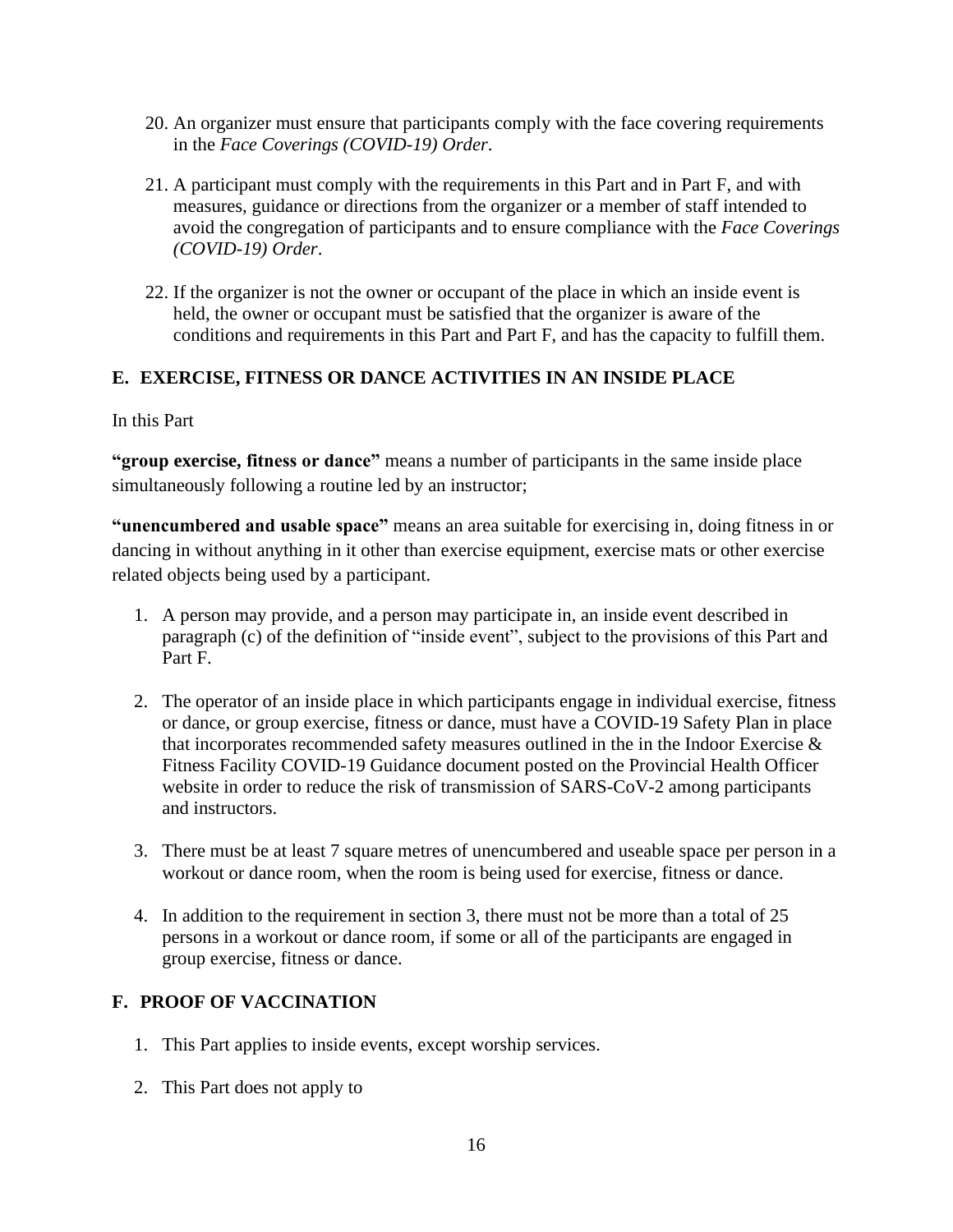20. An organizer must ensure that participants comply with the face covering requirements in the *Face Coverings (COVID-19) Order*.

21. A participant must comply with the requirements in this Part and in Part F, and with measures, guidance or directions from the organizer or a member of staff intended to avoid the congregation of participants and to ensure compliance with the *Face Coverings (COVID-19) Order*.

22. If the organizer is not the owner or occupant of the place in which an inside event is held, the owner or occupant must be satisfied that the organizer is aware of the conditions and requirements in this Part and Part F, and has the capacity to fulfill them.

## E. EXERCISE, FITNESS OR DANCE ACTIVITIES IN AN INSIDE PLACE

In this Part

**"group exercise, fitness or dance"** means a number of participants in the same inside place simultaneously following a routine led by an instructor;

**"unencumbered and usable space"** means an area suitable for exercising in, doing fitness in or dancing in without anything in it other than exercise equipment, exercise mats or other exercise related objects being used by a participant.

1. A person may provide, and a person may participate in, an inside event described in paragraph (c) of the definition of "inside event", subject to the provisions of this Part and Part F.

2. The operator of an inside place in which participants engage in individual exercise, fitness or dance, or group exercise, fitness or dance, must have a COVID-19 Safety Plan in place that incorporates recommended safety measures outlined in the in the Indoor Exercise & Fitness Facility COVID-19 Guidance document posted on the Provincial Health Officer website in order to reduce the risk of transmission of SARS-CoV-2 among participants and instructors.

3. There must be at least 7 square metres of unencumbered and useable space per person in a workout or dance room, when the room is being used for exercise, fitness or dance.

4. In addition to the requirement in section 3, there must not be more than a total of 25 persons in a workout or dance room, if some or all of the participants are engaged in group exercise, fitness or dance.

## F. PROOF OF VACCINATION

1. This Part applies to inside events, except worship services.

2. This Part does not apply to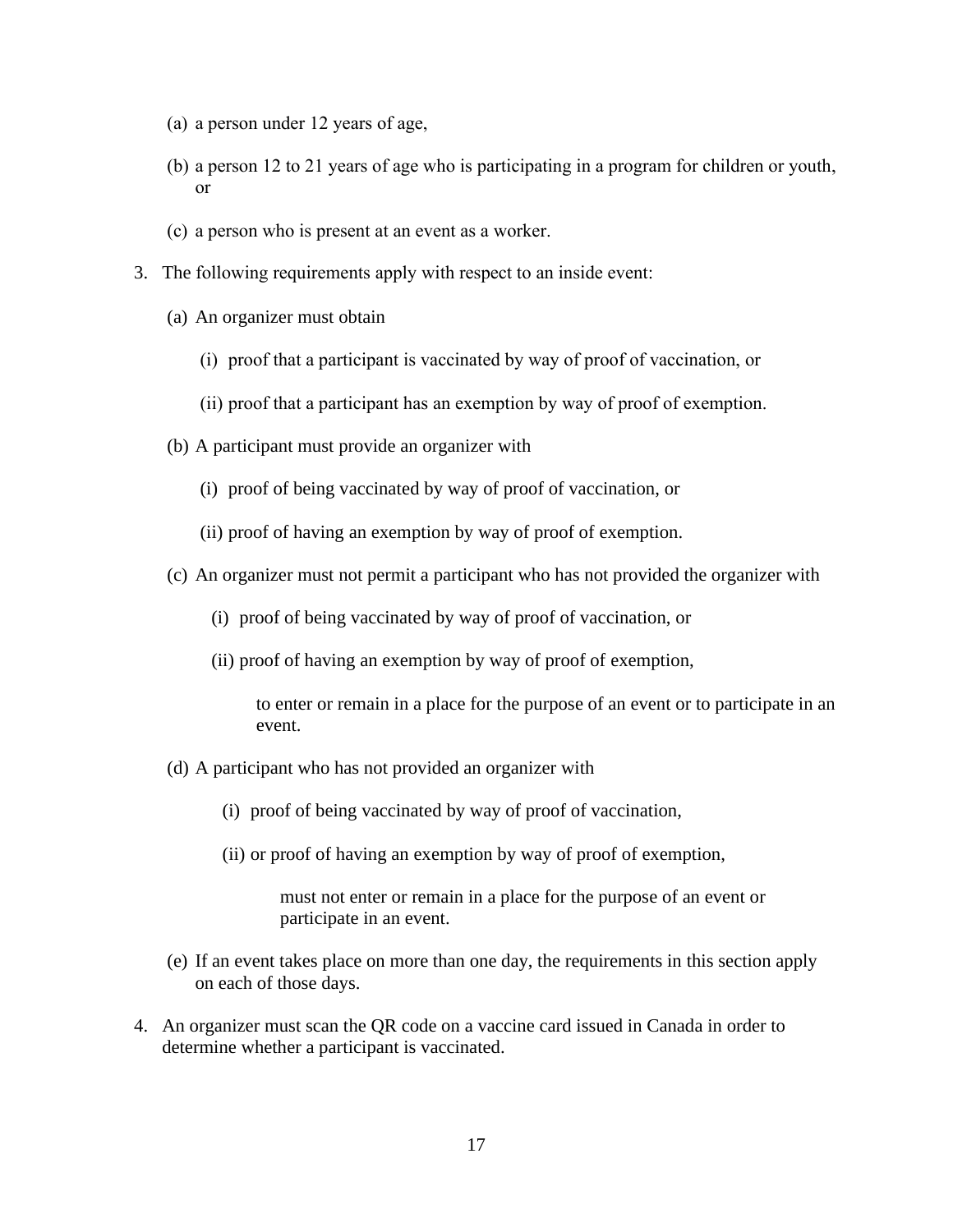(a) a person under 12 years of age,

(b) a person 12 to 21 years of age who is participating in a program for children or youth, or

(c) a person who is present at an event as a worker.

3. The following requirements apply with respect to an inside event:

   (a) An organizer must obtain

      (i) proof that a participant is vaccinated by way of proof of vaccination, or

      (ii) proof that a participant has an exemption by way of proof of exemption.

   (b) A participant must provide an organizer with

      (i) proof of being vaccinated by way of proof of vaccination, or

      (ii) proof of having an exemption by way of proof of exemption.

   (c) An organizer must not permit a participant who has not provided the organizer with

      (i) proof of being vaccinated by way of proof of vaccination, or

      (ii) proof of having an exemption by way of proof of exemption,

      to enter or remain in a place for the purpose of an event or to participate in an event.

   (d) A participant who has not provided an organizer with

      (i) proof of being vaccinated by way of proof of vaccination,

      (ii) or proof of having an exemption by way of proof of exemption,

      must not enter or remain in a place for the purpose of an event or participate in an event.

   (e) If an event takes place on more than one day, the requirements in this section apply on each of those days.

4. An organizer must scan the QR code on a vaccine card issued in Canada in order to determine whether a participant is vaccinated.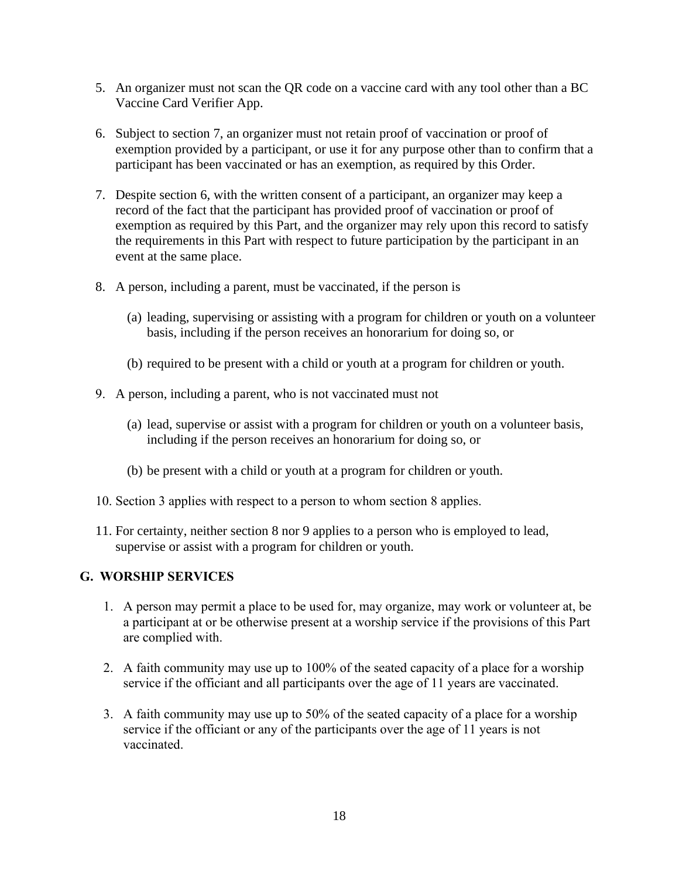5. An organizer must not scan the QR code on a vaccine card with any tool other than a BC Vaccine Card Verifier App.

6. Subject to section 7, an organizer must not retain proof of vaccination or proof of exemption provided by a participant, or use it for any purpose other than to confirm that a participant has been vaccinated or has an exemption, as required by this Order.

7. Despite section 6, with the written consent of a participant, an organizer may keep a record of the fact that the participant has provided proof of vaccination or proof of exemption as required by this Part, and the organizer may rely upon this record to satisfy the requirements in this Part with respect to future participation by the participant in an event at the same place.

8. A person, including a parent, must be vaccinated, if the person is

   (a) leading, supervising or assisting with a program for children or youth on a volunteer basis, including if the person receives an honorarium for doing so, or

   (b) required to be present with a child or youth at a program for children or youth.

9. A person, including a parent, who is not vaccinated must not

   (a) lead, supervise or assist with a program for children or youth on a volunteer basis, including if the person receives an honorarium for doing so, or

   (b) be present with a child or youth at a program for children or youth.

10. Section 3 applies with respect to a person to whom section 8 applies.

11. For certainty, neither section 8 nor 9 applies to a person who is employed to lead, supervise or assist with a program for children or youth.

## G. WORSHIP SERVICES

1. A person may permit a place to be used for, may organize, may work or volunteer at, be a participant at or be otherwise present at a worship service if the provisions of this Part are complied with.

2. A faith community may use up to 100% of the seated capacity of a place for a worship service if the officiant and all participants over the age of 11 years are vaccinated.

3. A faith community may use up to 50% of the seated capacity of a place for a worship service if the officiant or any of the participants over the age of 11 years is not vaccinated.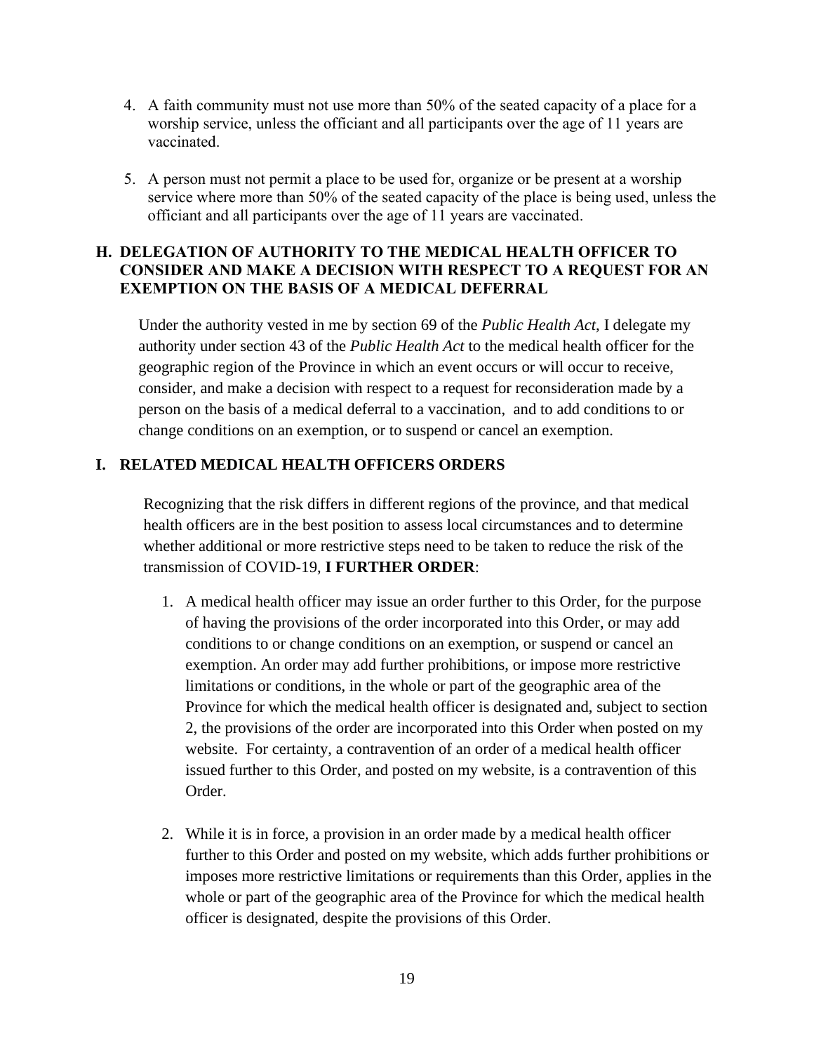4. A faith community must not use more than 50% of the seated capacity of a place for a worship service, unless the officiant and all participants over the age of 11 years are vaccinated.

5. A person must not permit a place to be used for, organize or be present at a worship service where more than 50% of the seated capacity of the place is being used, unless the officiant and all participants over the age of 11 years are vaccinated.

## H. DELEGATION OF AUTHORITY TO THE MEDICAL HEALTH OFFICER TO CONSIDER AND MAKE A DECISION WITH RESPECT TO A REQUEST FOR AN EXEMPTION ON THE BASIS OF A MEDICAL DEFERRAL

Under the authority vested in me by section 69 of the *Public Health Act*, I delegate my authority under section 43 of the *Public Health Act* to the medical health officer for the geographic region of the Province in which an event occurs or will occur to receive, consider, and make a decision with respect to a request for reconsideration made by a person on the basis of a medical deferral to a vaccination, and to add conditions to or change conditions on an exemption, or to suspend or cancel an exemption.

## I. RELATED MEDICAL HEALTH OFFICERS ORDERS

Recognizing that the risk differs in different regions of the province, and that medical health officers are in the best position to assess local circumstances and to determine whether additional or more restrictive steps need to be taken to reduce the risk of the transmission of COVID-19, **I FURTHER ORDER**:

1. A medical health officer may issue an order further to this Order, for the purpose of having the provisions of the order incorporated into this Order, or may add conditions to or change conditions on an exemption, or suspend or cancel an exemption. An order may add further prohibitions, or impose more restrictive limitations or conditions, in the whole or part of the geographic area of the Province for which the medical health officer is designated and, subject to section 2, the provisions of the order are incorporated into this Order when posted on my website. For certainty, a contravention of an order of a medical health officer issued further to this Order, and posted on my website, is a contravention of this Order.

2. While it is in force, a provision in an order made by a medical health officer further to this Order and posted on my website, which adds further prohibitions or imposes more restrictive limitations or requirements than this Order, applies in the whole or part of the geographic area of the Province for which the medical health officer is designated, despite the provisions of this Order.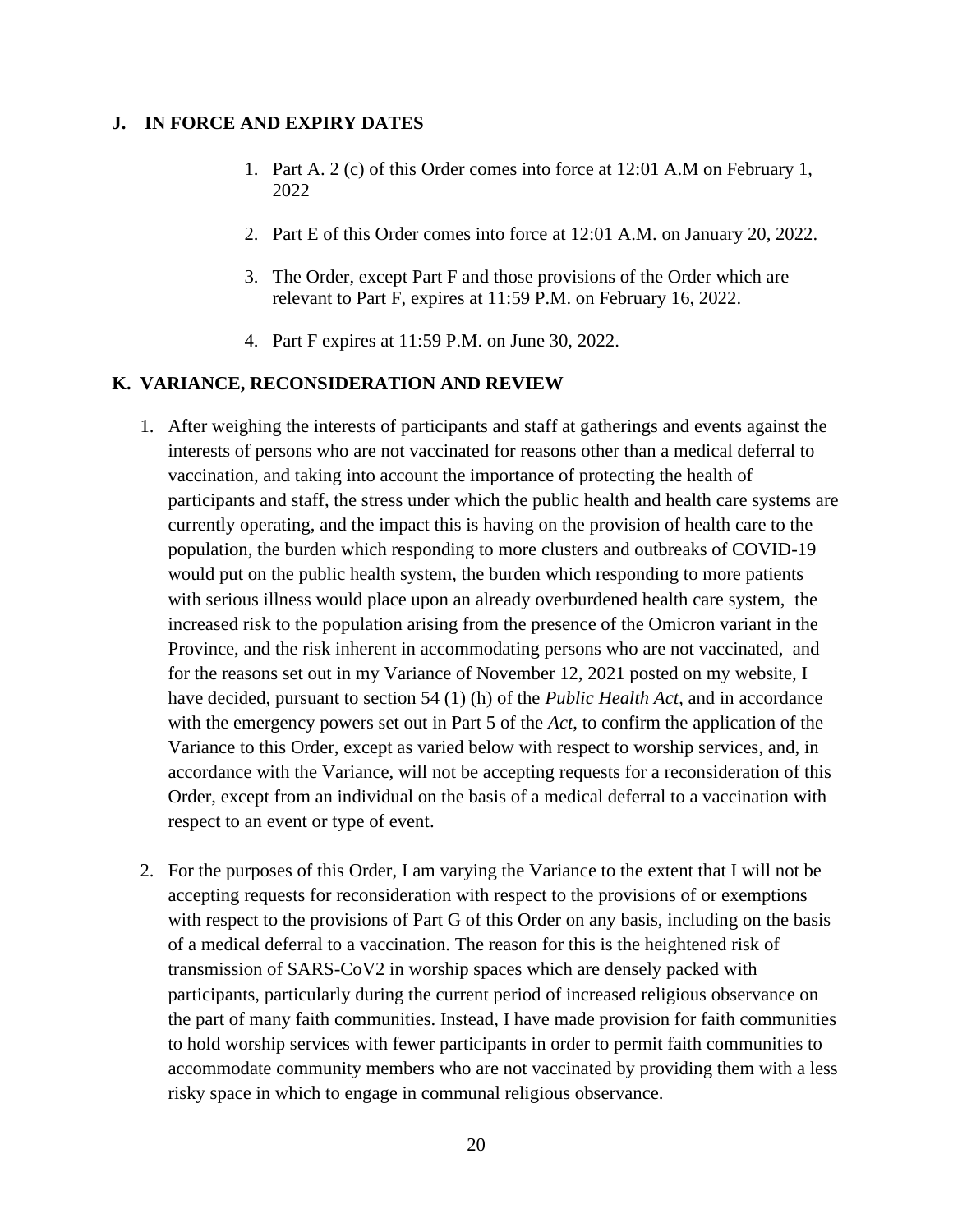## J. IN FORCE AND EXPIRY DATES

1. Part A. 2 (c) of this Order comes into force at 12:01 A.M on February 1, 2022

2. Part E of this Order comes into force at 12:01 A.M. on January 20, 2022.

3. The Order, except Part F and those provisions of the Order which are relevant to Part F, expires at 11:59 P.M. on February 16, 2022.

4. Part F expires at 11:59 P.M. on June 30, 2022.

## K. VARIANCE, RECONSIDERATION AND REVIEW

1. After weighing the interests of participants and staff at gatherings and events against the interests of persons who are not vaccinated for reasons other than a medical deferral to vaccination, and taking into account the importance of protecting the health of participants and staff, the stress under which the public health and health care systems are currently operating, and the impact this is having on the provision of health care to the population, the burden which responding to more clusters and outbreaks of COVID-19 would put on the public health system, the burden which responding to more patients with serious illness would place upon an already overburdened health care system, the increased risk to the population arising from the presence of the Omicron variant in the Province, and the risk inherent in accommodating persons who are not vaccinated, and for the reasons set out in my Variance of November 12, 2021 posted on my website, I have decided, pursuant to section 54 (1) (h) of the *Public Health Act*, and in accordance with the emergency powers set out in Part 5 of the *Act*, to confirm the application of the Variance to this Order, except as varied below with respect to worship services, and, in accordance with the Variance, will not be accepting requests for a reconsideration of this Order, except from an individual on the basis of a medical deferral to a vaccination with respect to an event or type of event.

2. For the purposes of this Order, I am varying the Variance to the extent that I will not be accepting requests for reconsideration with respect to the provisions of or exemptions with respect to the provisions of Part G of this Order on any basis, including on the basis of a medical deferral to a vaccination. The reason for this is the heightened risk of transmission of SARS-CoV2 in worship spaces which are densely packed with participants, particularly during the current period of increased religious observance on the part of many faith communities. Instead, I have made provision for faith communities to hold worship services with fewer participants in order to permit faith communities to accommodate community members who are not vaccinated by providing them with a less risky space in which to engage in communal religious observance.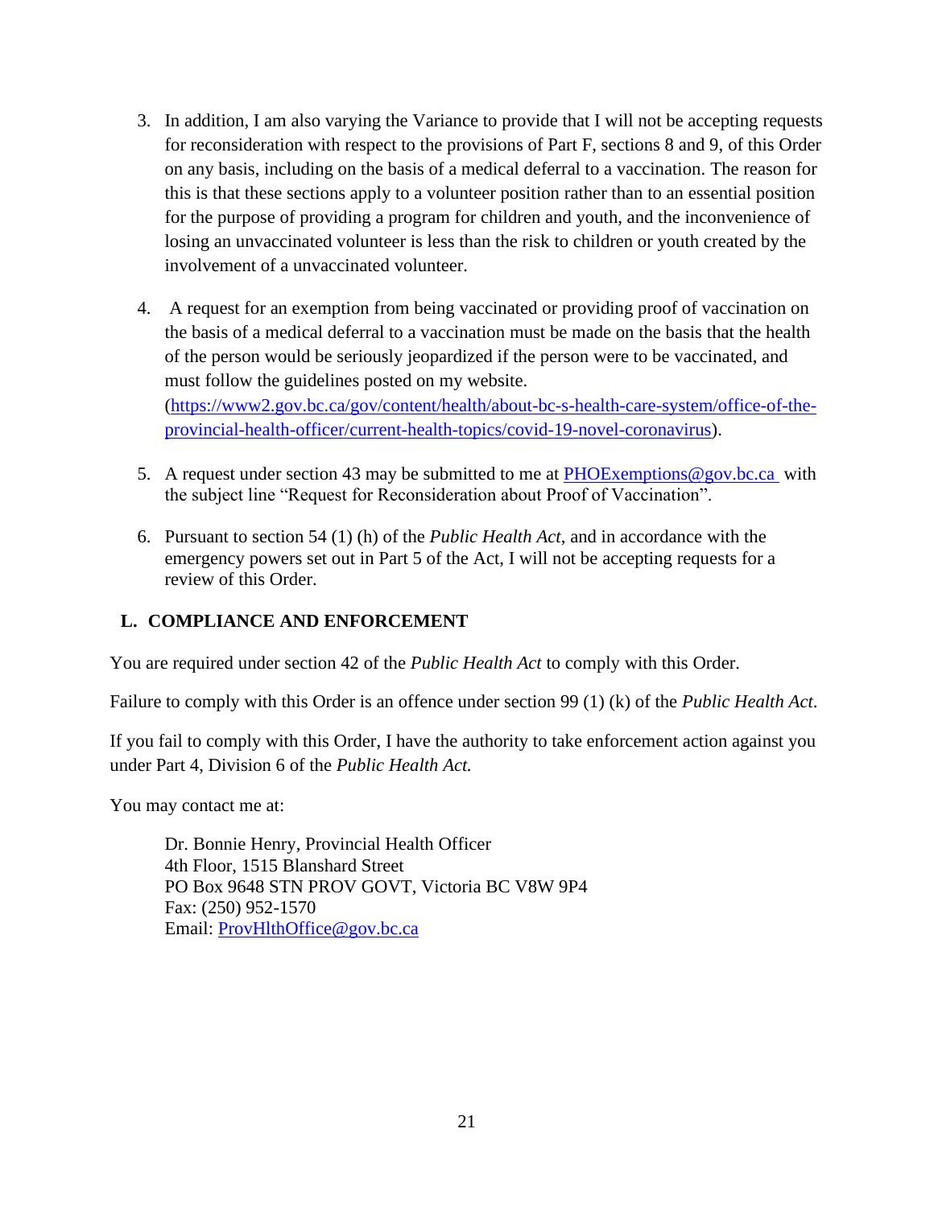3. In addition, I am also varying the Variance to provide that I will not be accepting requests for reconsideration with respect to the provisions of Part F, sections 8 and 9, of this Order on any basis, including on the basis of a medical deferral to a vaccination. The reason for this is that these sections apply to a volunteer position rather than to an essential position for the purpose of providing a program for children and youth, and the inconvenience of losing an unvaccinated volunteer is less than the risk to children or youth created by the involvement of a unvaccinated volunteer.

4. A request for an exemption from being vaccinated or providing proof of vaccination on the basis of a medical deferral to a vaccination must be made on the basis that the health of the person would be seriously jeopardized if the person were to be vaccinated, and must follow the guidelines posted on my website. (https://www2.gov.bc.ca/gov/content/health/about-bc-s-health-care-system/office-of-the-provincial-health-officer/current-health-topics/covid-19-novel-coronavirus).

5. A request under section 43 may be submitted to me at PHOExemptions@gov.bc.ca with the subject line "Request for Reconsideration about Proof of Vaccination".

6. Pursuant to section 54 (1) (h) of the *Public Health Act*, and in accordance with the emergency powers set out in Part 5 of the Act, I will not be accepting requests for a review of this Order.

## L. COMPLIANCE AND ENFORCEMENT

You are required under section 42 of the *Public Health Act* to comply with this Order.

Failure to comply with this Order is an offence under section 99 (1) (k) of the *Public Health Act*.

If you fail to comply with this Order, I have the authority to take enforcement action against you under Part 4, Division 6 of the *Public Health Act.*

You may contact me at:

Dr. Bonnie Henry, Provincial Health Officer
4th Floor, 1515 Blanshard Street
PO Box 9648 STN PROV GOVT, Victoria BC V8W 9P4
Fax: (250) 952-1570
Email: ProvHlthOffice@gov.bc.ca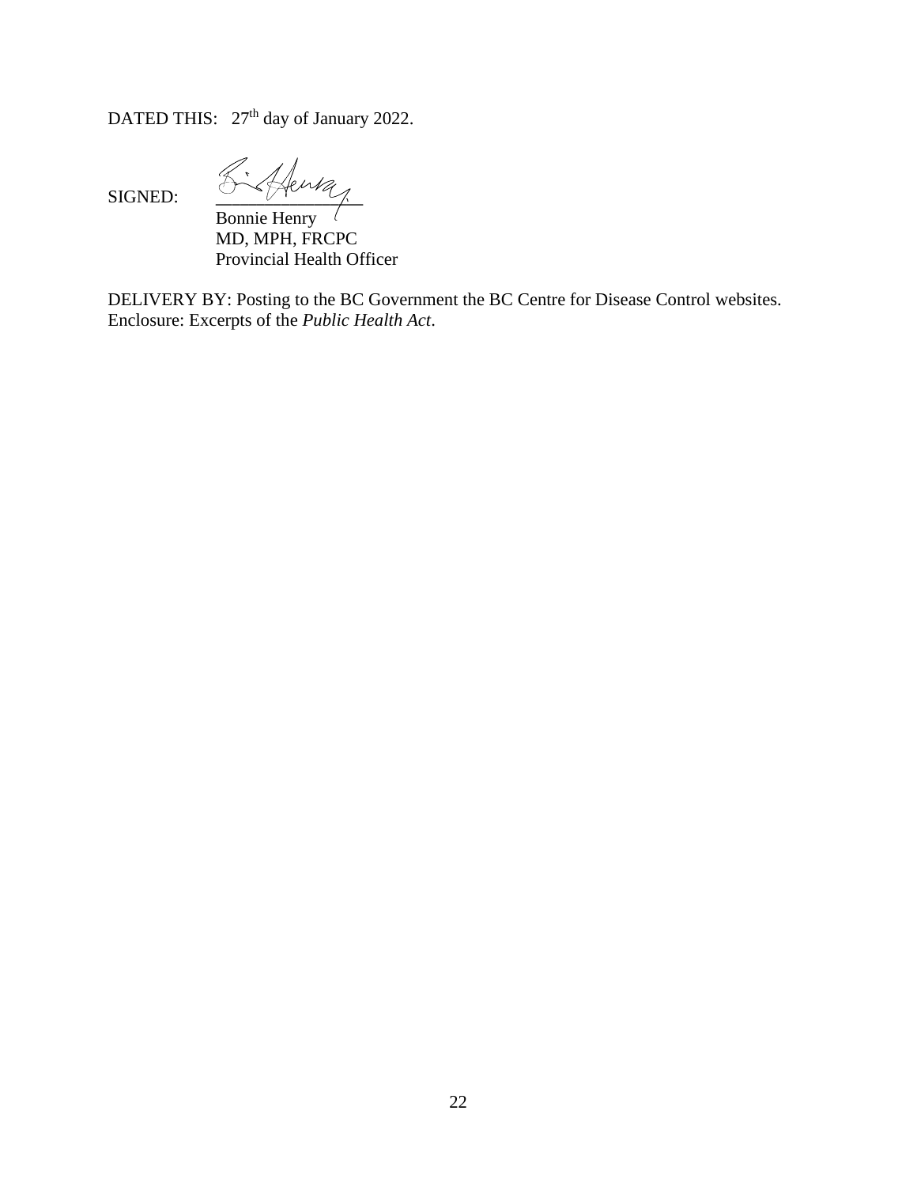DATED THIS: 27th day of January 2022.

SIGNED:

Bonnie Henry
MD, MPH, FRCPC
Provincial Health Officer

DELIVERY BY: Posting to the BC Government the BC Centre for Disease Control websites.
Enclosure: Excerpts of the *Public Health Act*.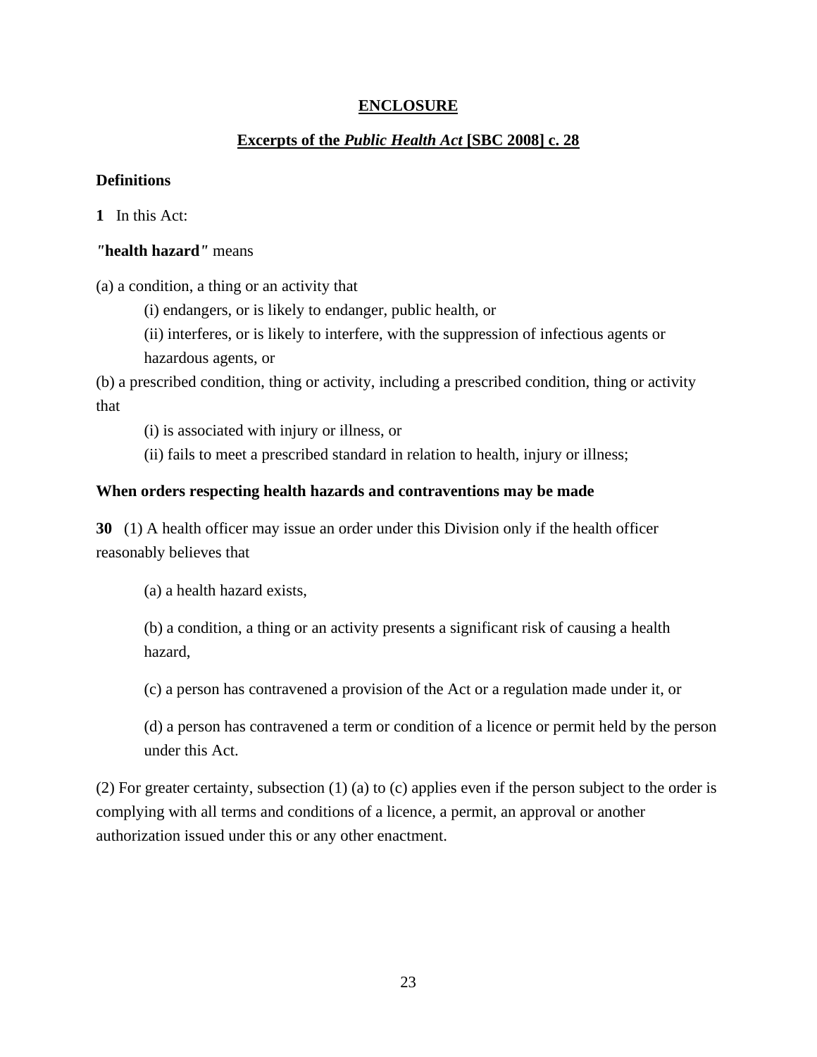## ENCLOSURE

## Excerpts of the *Public Health Act* [SBC 2008] c. 28

**Definitions**

**1** In this Act:

***"health hazard"*** means

(a) a condition, a thing or an activity that

(i) endangers, or is likely to endanger, public health, or

(ii) interferes, or is likely to interfere, with the suppression of infectious agents or hazardous agents, or

(b) a prescribed condition, thing or activity, including a prescribed condition, thing or activity that

(i) is associated with injury or illness, or

(ii) fails to meet a prescribed standard in relation to health, injury or illness;

**When orders respecting health hazards and contraventions may be made**

**30** (1) A health officer may issue an order under this Division only if the health officer reasonably believes that

(a) a health hazard exists,

(b) a condition, a thing or an activity presents a significant risk of causing a health hazard,

(c) a person has contravened a provision of the Act or a regulation made under it, or

(d) a person has contravened a term or condition of a licence or permit held by the person under this Act.

(2) For greater certainty, subsection (1) (a) to (c) applies even if the person subject to the order is complying with all terms and conditions of a licence, a permit, an approval or another authorization issued under this or any other enactment.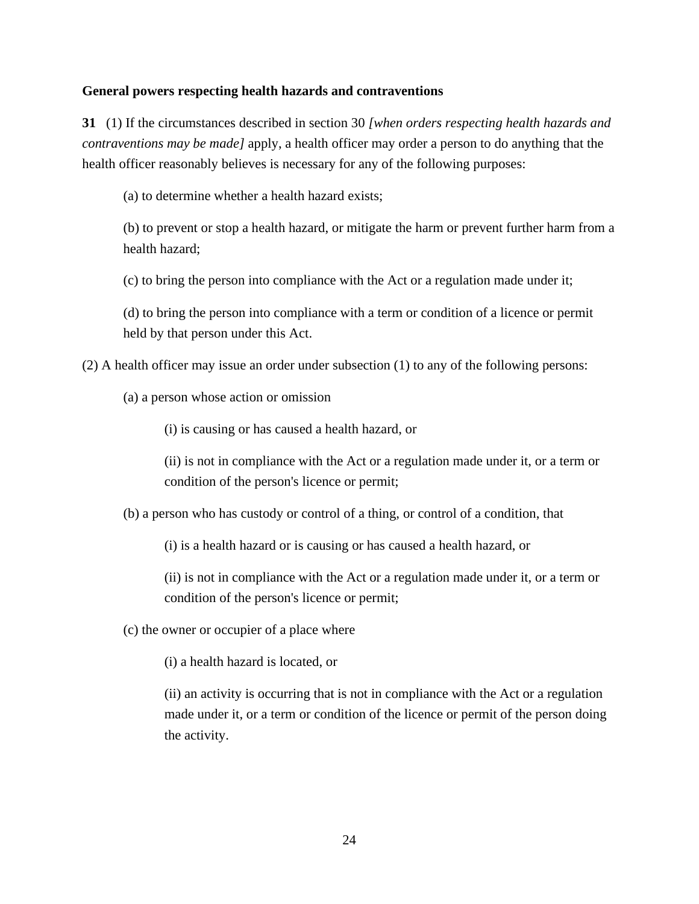**General powers respecting health hazards and contraventions**

**31** (1) If the circumstances described in section 30 *[when orders respecting health hazards and contraventions may be made]* apply, a health officer may order a person to do anything that the health officer reasonably believes is necessary for any of the following purposes:

(a) to determine whether a health hazard exists;

(b) to prevent or stop a health hazard, or mitigate the harm or prevent further harm from a health hazard;

(c) to bring the person into compliance with the Act or a regulation made under it;

(d) to bring the person into compliance with a term or condition of a licence or permit held by that person under this Act.

(2) A health officer may issue an order under subsection (1) to any of the following persons:

(a) a person whose action or omission

(i) is causing or has caused a health hazard, or

(ii) is not in compliance with the Act or a regulation made under it, or a term or condition of the person's licence or permit;

(b) a person who has custody or control of a thing, or control of a condition, that

(i) is a health hazard or is causing or has caused a health hazard, or

(ii) is not in compliance with the Act or a regulation made under it, or a term or condition of the person's licence or permit;

(c) the owner or occupier of a place where

(i) a health hazard is located, or

(ii) an activity is occurring that is not in compliance with the Act or a regulation made under it, or a term or condition of the licence or permit of the person doing the activity.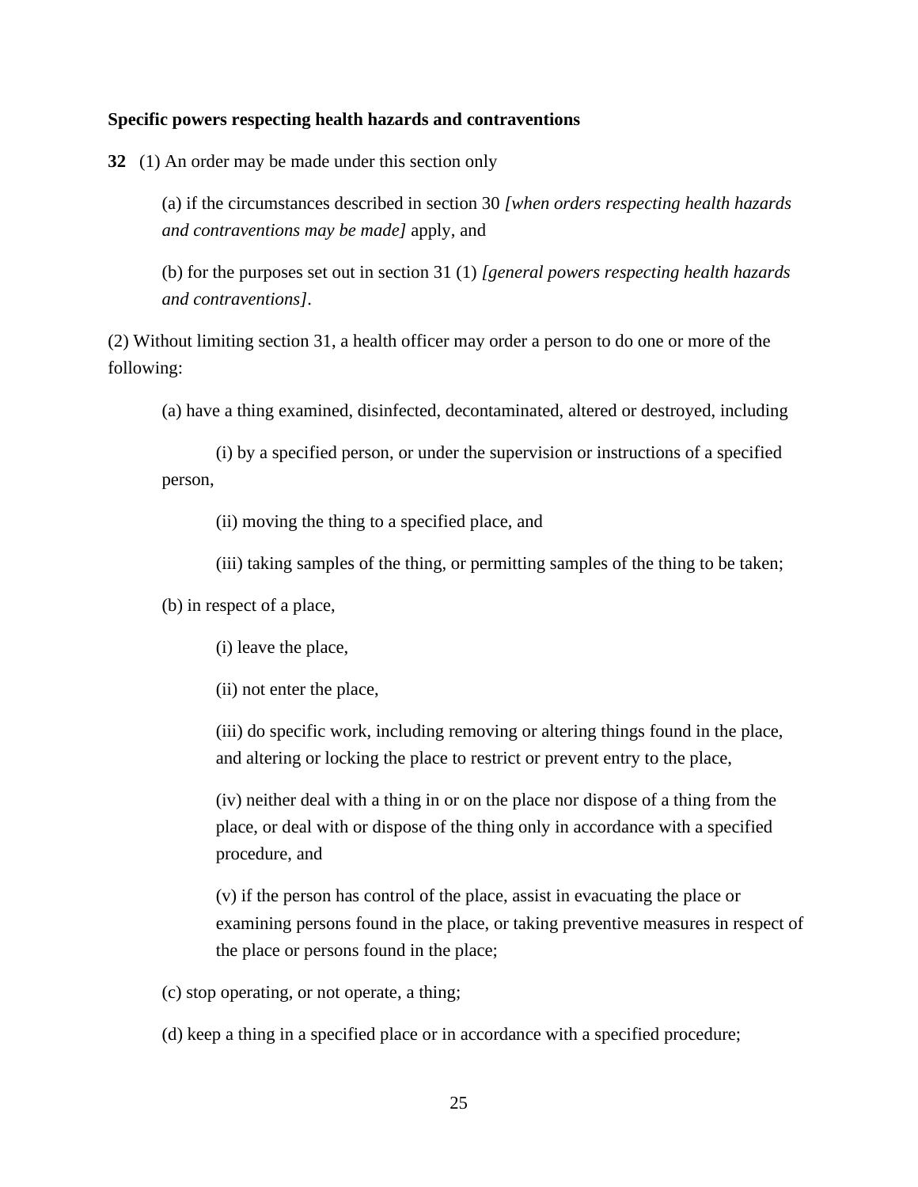**Specific powers respecting health hazards and contraventions**

**32** (1) An order may be made under this section only

(a) if the circumstances described in section 30 *[when orders respecting health hazards and contraventions may be made]* apply, and

(b) for the purposes set out in section 31 (1) *[general powers respecting health hazards and contraventions]*.

(2) Without limiting section 31, a health officer may order a person to do one or more of the following:

(a) have a thing examined, disinfected, decontaminated, altered or destroyed, including

(i) by a specified person, or under the supervision or instructions of a specified person,

(ii) moving the thing to a specified place, and

(iii) taking samples of the thing, or permitting samples of the thing to be taken;

(b) in respect of a place,

(i) leave the place,

(ii) not enter the place,

(iii) do specific work, including removing or altering things found in the place, and altering or locking the place to restrict or prevent entry to the place,

(iv) neither deal with a thing in or on the place nor dispose of a thing from the place, or deal with or dispose of the thing only in accordance with a specified procedure, and

(v) if the person has control of the place, assist in evacuating the place or examining persons found in the place, or taking preventive measures in respect of the place or persons found in the place;

(c) stop operating, or not operate, a thing;

(d) keep a thing in a specified place or in accordance with a specified procedure;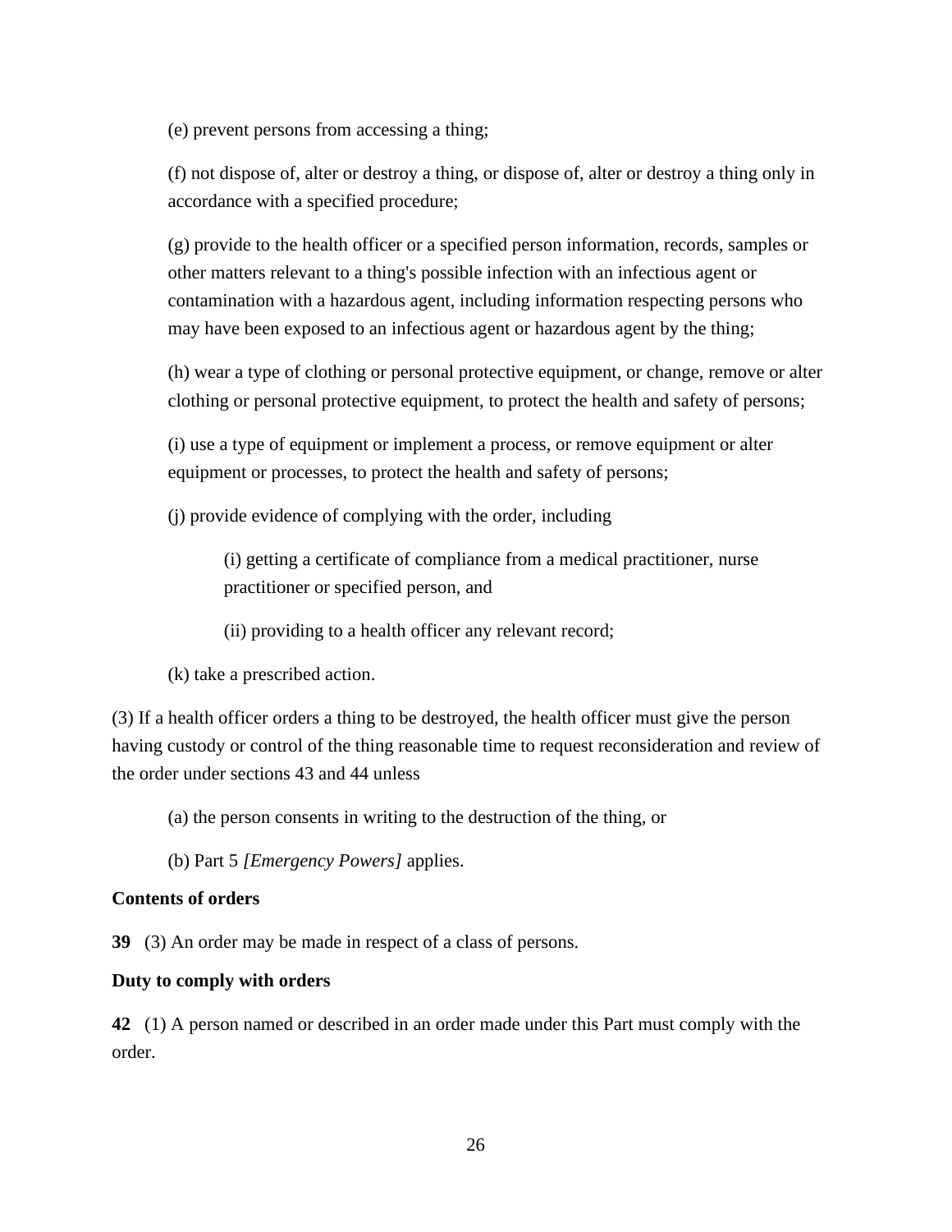(e) prevent persons from accessing a thing;

(f) not dispose of, alter or destroy a thing, or dispose of, alter or destroy a thing only in accordance with a specified procedure;

(g) provide to the health officer or a specified person information, records, samples or other matters relevant to a thing's possible infection with an infectious agent or contamination with a hazardous agent, including information respecting persons who may have been exposed to an infectious agent or hazardous agent by the thing;

(h) wear a type of clothing or personal protective equipment, or change, remove or alter clothing or personal protective equipment, to protect the health and safety of persons;

(i) use a type of equipment or implement a process, or remove equipment or alter equipment or processes, to protect the health and safety of persons;

(j) provide evidence of complying with the order, including

(i) getting a certificate of compliance from a medical practitioner, nurse practitioner or specified person, and

(ii) providing to a health officer any relevant record;

(k) take a prescribed action.

(3) If a health officer orders a thing to be destroyed, the health officer must give the person having custody or control of the thing reasonable time to request reconsideration and review of the order under sections 43 and 44 unless

(a) the person consents in writing to the destruction of the thing, or

(b) Part 5 *[Emergency Powers]* applies.

**Contents of orders**

**39** (3) An order may be made in respect of a class of persons.

**Duty to comply with orders**

**42** (1) A person named or described in an order made under this Part must comply with the order.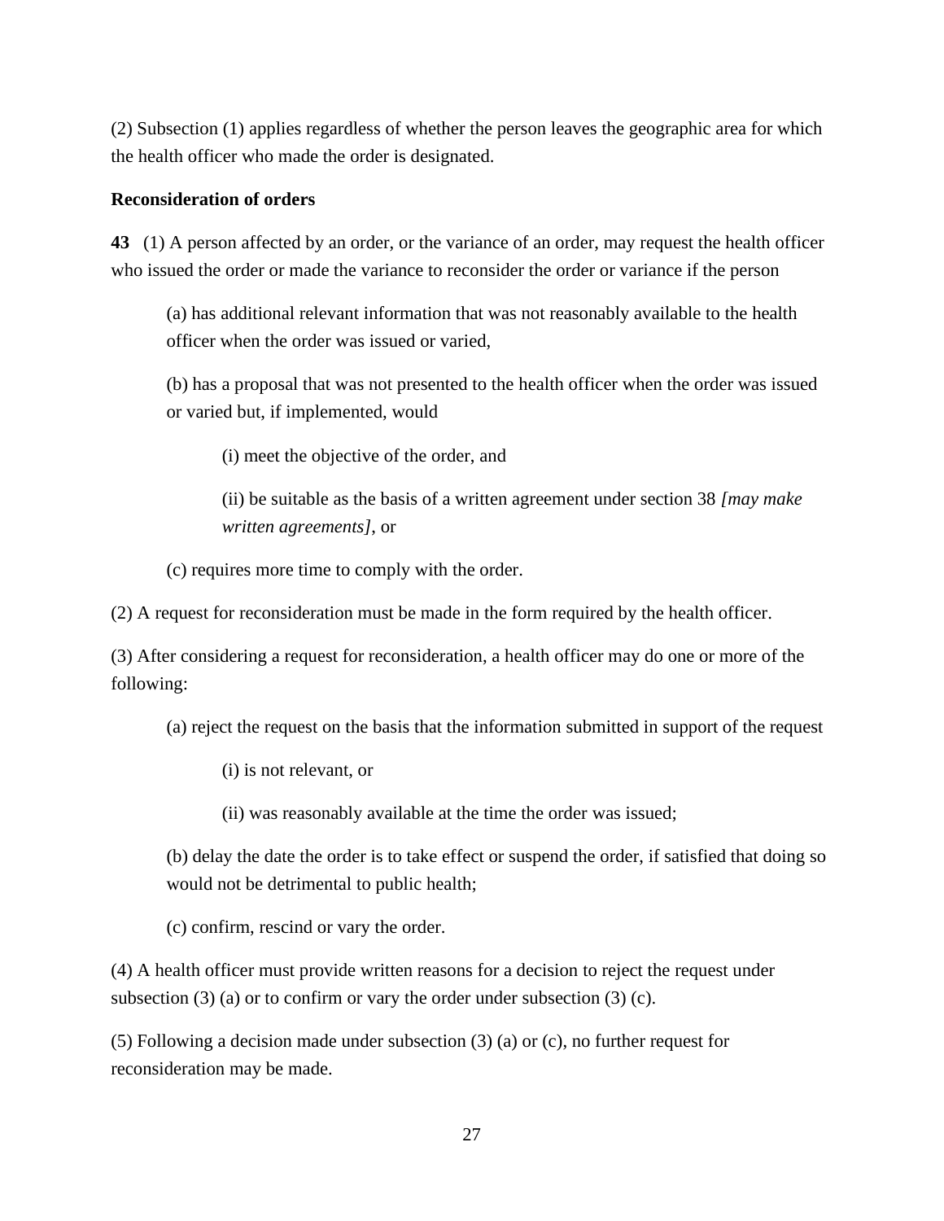(2) Subsection (1) applies regardless of whether the person leaves the geographic area for which the health officer who made the order is designated.

**Reconsideration of orders**

**43** (1) A person affected by an order, or the variance of an order, may request the health officer who issued the order or made the variance to reconsider the order or variance if the person

(a) has additional relevant information that was not reasonably available to the health officer when the order was issued or varied,

(b) has a proposal that was not presented to the health officer when the order was issued or varied but, if implemented, would

(i) meet the objective of the order, and

(ii) be suitable as the basis of a written agreement under section 38 *[may make written agreements]*, or

(c) requires more time to comply with the order.

(2) A request for reconsideration must be made in the form required by the health officer.

(3) After considering a request for reconsideration, a health officer may do one or more of the following:

(a) reject the request on the basis that the information submitted in support of the request

(i) is not relevant, or

(ii) was reasonably available at the time the order was issued;

(b) delay the date the order is to take effect or suspend the order, if satisfied that doing so would not be detrimental to public health;

(c) confirm, rescind or vary the order.

(4) A health officer must provide written reasons for a decision to reject the request under subsection (3) (a) or to confirm or vary the order under subsection (3) (c).

(5) Following a decision made under subsection (3) (a) or (c), no further request for reconsideration may be made.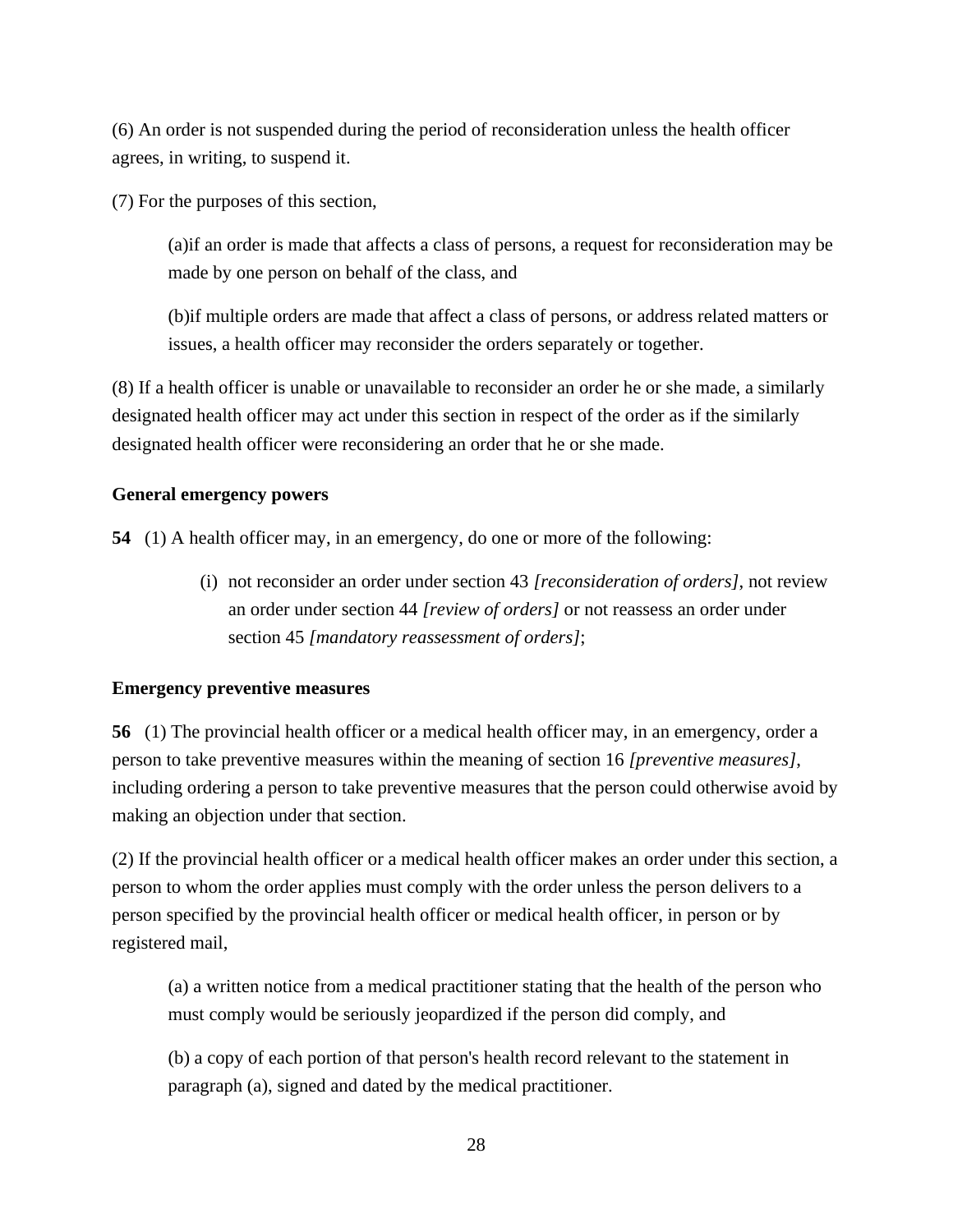(6) An order is not suspended during the period of reconsideration unless the health officer agrees, in writing, to suspend it.

(7) For the purposes of this section,

(a)if an order is made that affects a class of persons, a request for reconsideration may be made by one person on behalf of the class, and

(b)if multiple orders are made that affect a class of persons, or address related matters or issues, a health officer may reconsider the orders separately or together.

(8) If a health officer is unable or unavailable to reconsider an order he or she made, a similarly designated health officer may act under this section in respect of the order as if the similarly designated health officer were reconsidering an order that he or she made.

**General emergency powers**

**54** (1) A health officer may, in an emergency, do one or more of the following:

(i) not reconsider an order under section 43 *[reconsideration of orders]*, not review an order under section 44 *[review of orders]* or not reassess an order under section 45 *[mandatory reassessment of orders]*;

**Emergency preventive measures**

**56** (1) The provincial health officer or a medical health officer may, in an emergency, order a person to take preventive measures within the meaning of section 16 *[preventive measures]*, including ordering a person to take preventive measures that the person could otherwise avoid by making an objection under that section.

(2) If the provincial health officer or a medical health officer makes an order under this section, a person to whom the order applies must comply with the order unless the person delivers to a person specified by the provincial health officer or medical health officer, in person or by registered mail,

(a) a written notice from a medical practitioner stating that the health of the person who must comply would be seriously jeopardized if the person did comply, and

(b) a copy of each portion of that person's health record relevant to the statement in paragraph (a), signed and dated by the medical practitioner.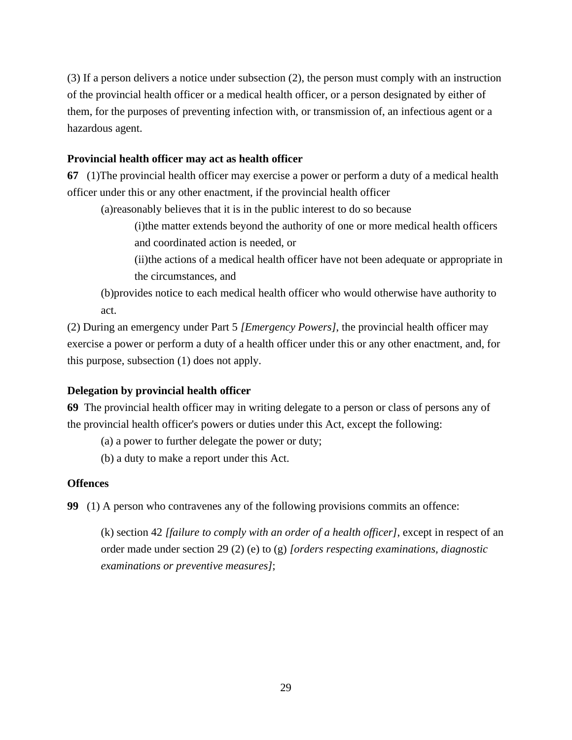(3) If a person delivers a notice under subsection (2), the person must comply with an instruction of the provincial health officer or a medical health officer, or a person designated by either of them, for the purposes of preventing infection with, or transmission of, an infectious agent or a hazardous agent.

**Provincial health officer may act as health officer**

**67** (1)The provincial health officer may exercise a power or perform a duty of a medical health officer under this or any other enactment, if the provincial health officer

> (a)reasonably believes that it is in the public interest to do so because
>
> > (i)the matter extends beyond the authority of one or more medical health officers and coordinated action is needed, or
> >
> > (ii)the actions of a medical health officer have not been adequate or appropriate in the circumstances, and
>
> (b)provides notice to each medical health officer who would otherwise have authority to act.

(2) During an emergency under Part 5 *[Emergency Powers]*, the provincial health officer may exercise a power or perform a duty of a health officer under this or any other enactment, and, for this purpose, subsection (1) does not apply.

**Delegation by provincial health officer**

**69** The provincial health officer may in writing delegate to a person or class of persons any of the provincial health officer's powers or duties under this Act, except the following:

> (a) a power to further delegate the power or duty;
>
> (b) a duty to make a report under this Act.

**Offences**

**99** (1) A person who contravenes any of the following provisions commits an offence:

> (k) section 42 *[failure to comply with an order of a health officer]*, except in respect of an order made under section 29 (2) (e) to (g) *[orders respecting examinations, diagnostic examinations or preventive measures]*;